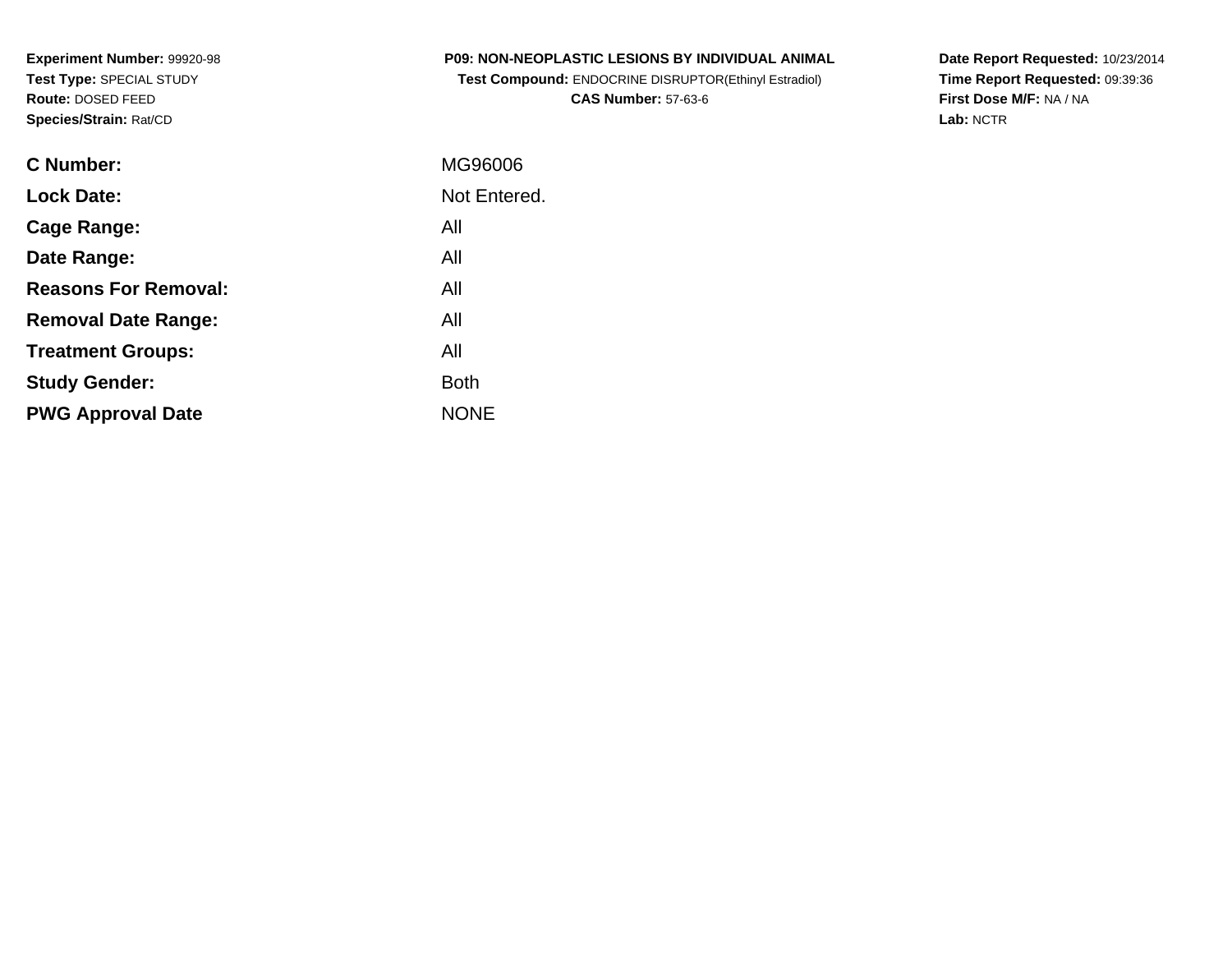**Experiment Number:** 99920-98
**Test Type:** SPECIAL STUDY
**Route:** DOSED FEED
**Species/Strain:** Rat/CD

**P09: NON-NEOPLASTIC LESIONS BY INDIVIDUAL ANIMAL**
**Test Compound:** ENDOCRINE DISRUPTOR(Ethinyl Estradiol)
**CAS Number:** 57-63-6

**Date Report Requested:** 10/23/2014
**Time Report Requested:** 09:39:36
**First Dose M/F:** NA / NA
**Lab:** NCTR

| | |
|---|---|
| **C Number:** | MG96006 |
| **Lock Date:** | Not Entered. |
| **Cage Range:** | All |
| **Date Range:** | All |
| **Reasons For Removal:** | All |
| **Removal Date Range:** | All |
| **Treatment Groups:** | All |
| **Study Gender:** | Both |
| **PWG Approval Date** | NONE |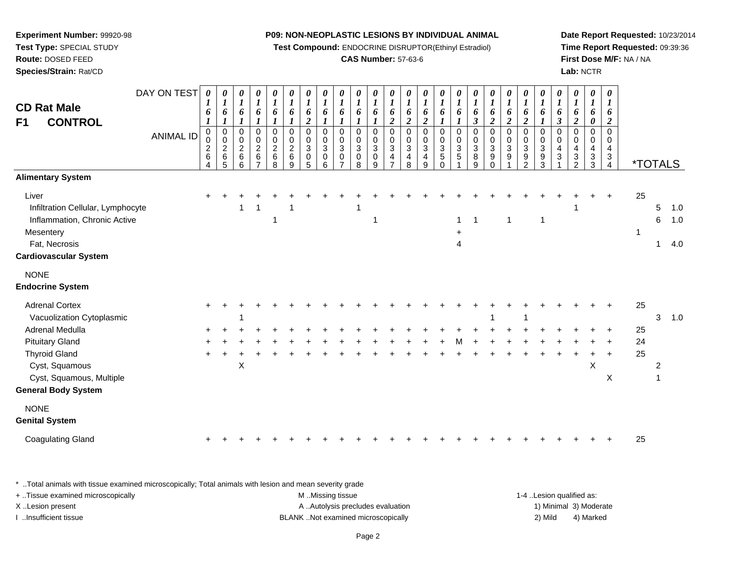**Experiment Number:** 99920-98
**Test Type:** SPECIAL STUDY
**Route:** DOSED FEED
**Species/Strain:** Rat/CD

**P09: NON-NEOPLASTIC LESIONS BY INDIVIDUAL ANIMAL**
**Test Compound:** ENDOCRINE DISRUPTOR(Ethinyl Estradiol)
**CAS Number:** 57-63-6

**Date Report Requested:** 10/23/2014
**Time Report Requested:** 09:39:36
**First Dose M/F:** NA / NA
**Lab:** NCTR

## CD Rat Male
## F1 CONTROL

| DAY ON TEST | 0161 | 0161 | 0161 | 0161 | 0161 | 0161 | 0162 | 0161 | 0161 | 0161 | 0161 | 0162 | 0162 | 0162 | 0161 | 0161 | 0163 | 0162 | 0162 | 0162 | 0161 | 0163 | 0162 | 0160 | 0162 | | | |
|---|---|---|---|---|---|---|---|---|---|---|---|---|---|---|---|---|---|---|---|---|---|---|---|---|---|---|---|---|
| **ANIMAL ID** | 0026 4 | 0026 5 | 0026 6 | 0026 7 | 0026 8 | 0026 9 | 0030 5 | 0030 6 | 0030 7 | 0030 8 | 0030 9 | 0034 7 | 0034 8 | 0034 9 | 0035 0 | 0035 1 | 0038 9 | 0039 0 | 0039 1 | 0039 2 | 0039 3 | 0043 1 | 0043 2 | 0043 3 | 0043 4 | ***TOTALS** | | |
| **Alimentary System** | | | | | | | | | | | | | | | | | | | | | | | | | | | | |
| Liver | + | + | + | + | + | + | + | + | + | + | + | + | + | + | + | + | + | + | + | + | + | + | + | + | + | 25 | | |
| Infiltration Cellular, Lymphocyte | | | 1 | 1 | | 1 | | | | 1 | | | | | | | | | | | | | 1 | | | | 5 | 1.0 |
| Inflammation, Chronic Active | | | | | 1 | | | | | | 1 | | | | | 1 | 1 | | 1 | | 1 | | | | | | 6 | 1.0 |
| Mesentery | | | | | | | | | | | | | | | | + | | | | | | | | | | 1 | | |
| Fat, Necrosis | | | | | | | | | | | | | | | | 4 | | | | | | | | | | | 1 | 4.0 |
| **Cardiovascular System** | | | | | | | | | | | | | | | | | | | | | | | | | | | | |
| NONE | | | | | | | | | | | | | | | | | | | | | | | | | | | | |
| **Endocrine System** | | | | | | | | | | | | | | | | | | | | | | | | | | | | |
| Adrenal Cortex | + | + | + | + | + | + | + | + | + | + | + | + | + | + | + | + | + | + | + | + | + | + | + | + | + | 25 | | |
| Vacuolization Cytoplasmic | | | 1 | | | | | | | | | | | | | | | 1 | | 1 | | | | | | | 3 | 1.0 |
| Adrenal Medulla | + | + | + | + | + | + | + | + | + | + | + | + | + | + | + | + | + | + | + | + | + | + | + | + | + | 25 | | |
| Pituitary Gland | + | + | + | + | + | + | + | + | + | + | + | + | + | + | + | M | + | + | + | + | + | + | + | + | + | 24 | | |
| Thyroid Gland | + | + | + | + | + | + | + | + | + | + | + | + | + | + | + | + | + | + | + | + | + | + | + | + | + | 25 | | |
| Cyst, Squamous | | | X | | | | | | | | | | | | | | | | | | | | | X | | | 2 | |
| Cyst, Squamous, Multiple | | | | | | | | | | | | | | | | | | | | | | | | | X | | 1 | |
| **General Body System** | | | | | | | | | | | | | | | | | | | | | | | | | | | | |
| NONE | | | | | | | | | | | | | | | | | | | | | | | | | | | | |
| **Genital System** | | | | | | | | | | | | | | | | | | | | | | | | | | | | |
| Coagulating Gland | + | + | + | + | + | + | + | + | + | + | + | + | + | + | + | + | + | + | + | + | + | + | + | + | + | 25 | | |

\* ..Total animals with tissue examined microscopically; Total animals with lesion and mean severity grade
+ ..Tissue examined microscopically
X ..Lesion present
I ..Insufficient tissue

M ..Missing tissue
A ..Autolysis precludes evaluation
BLANK ..Not examined microscopically

1-4 ..Lesion qualified as:
1) Minimal 3) Moderate
2) Mild 4) Marked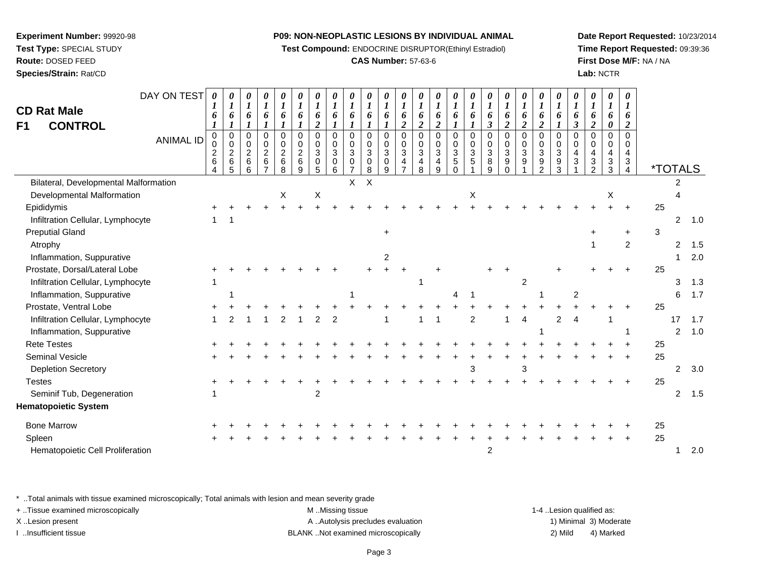**Experiment Number:** 99920-98
**Test Type:** SPECIAL STUDY
**Route:** DOSED FEED
**Species/Strain:** Rat/CD

**P09: NON-NEOPLASTIC LESIONS BY INDIVIDUAL ANIMAL**
**Test Compound:** ENDOCRINE DISRUPTOR(Ethinyl Estradiol)
**CAS Number:** 57-63-6

**Date Report Requested:** 10/23/2014
**Time Report Requested:** 09:39:36
**First Dose M/F:** NA / NA
**Lab:** NCTR

# CD Rat Male
## F1 CONTROL

| DAY ON TEST | 0161 | 0161 | 0161 | 0161 | 0161 | 0161 | 0162 | 0161 | 0161 | 0161 | 0161 | 0162 | 0162 | 0162 | 0161 | 0161 | 0163 | 0162 | 0162 | 0162 | 0161 | 0163 | 0162 | 0160 | 0162 | | | |
|---|---|---|---|---|---|---|---|---|---|---|---|---|---|---|---|---|---|---|---|---|---|---|---|---|---|---|---|---|
| **ANIMAL ID** | 0026 4 | 0026 5 | 0026 6 | 0026 7 | 0026 8 | 0026 9 | 0030 5 | 0030 6 | 0030 7 | 0030 8 | 0030 9 | 0034 7 | 0034 8 | 0034 9 | 0035 0 | 0035 1 | 0038 9 | 0039 0 | 0039 1 | 0039 2 | 0039 3 | 0043 1 | 0043 2 | 0043 3 | 0043 4 | ***TOTALS** | | |
| Bilateral, Developmental Malformation | | | | | | | | | X | X | | | | | | | | | | | | | | | | | 2 | |
| Developmental Malformation | | | | | X | | X | | | | | | | | | X | | | | | | | X | | | | 4 | |
| Epididymis | + | + | + | + | + | + | + | + | + | + | + | + | + | + | + | + | + | + | + | + | + | + | + | + | + | 25 | | |
| Infiltration Cellular, Lymphocyte | 1 | 1 | | | | | | | | | | | | | | | | | | | | | | | | | 2 | 1.0 |
| Preputial Gland | | | | | | | | | | | + | | | | | | | | | | | | + | | + | 3 | | |
| Atrophy | | | | | | | | | | | | | | | | | | | | | | | 1 | | 2 | | 2 | 1.5 |
| Inflammation, Suppurative | | | | | | | | | | | 2 | | | | | | | | | | | | | | | | 1 | 2.0 |
| Prostate, Dorsal/Lateral Lobe | + | + | + | + | + | + | + | + | | + | + | + | | + | | | + | + | | | + | | + | + | + | 25 | | |
| Infiltration Cellular, Lymphocyte | 1 | | | | | | | | | | | | 1 | | | | | | 2 | | | | | | | | 3 | 1.3 |
| Inflammation, Suppurative | | 1 | | | | | | | 1 | | | | | | 4 | 1 | | | | 1 | | 2 | | | | | 6 | 1.7 |
| Prostate, Ventral Lobe | + | + | + | + | + | + | + | + | + | + | + | + | + | + | + | + | + | + | + | + | + | + | + | + | + | 25 | | |
| Infiltration Cellular, Lymphocyte | 1 | 2 | 1 | 1 | 2 | 1 | 2 | 2 | | | 1 | | 1 | 1 | | 2 | | 1 | 4 | | 2 | 4 | | 1 | | | 17 | 1.7 |
| Inflammation, Suppurative | | | | | | | | | | | | | | | | | | | | 1 | | | | | 1 | | 2 | 1.0 |
| Rete Testes | + | + | + | + | + | + | + | + | + | + | + | + | + | + | + | + | + | + | + | + | + | + | + | + | + | 25 | | |
| Seminal Vesicle | + | + | + | + | + | + | + | + | + | + | + | + | + | + | + | + | + | + | + | + | + | + | + | + | + | 25 | | |
| Depletion Secretory | | | | | | | | | | | | | | | | 3 | | | 3 | | | | | | | | 2 | 3.0 |
| Testes | + | + | + | + | + | + | + | + | + | + | + | + | + | + | + | + | + | + | + | + | + | + | + | + | + | 25 | | |
| Seminif Tub, Degeneration | 1 | | | | | | 2 | | | | | | | | | | | | | | | | | | | | 2 | 1.5 |
| **Hematopoietic System** | | | | | | | | | | | | | | | | | | | | | | | | | | | | |
| Bone Marrow | + | + | + | + | + | + | + | + | + | + | + | + | + | + | + | + | + | + | + | + | + | + | + | + | + | 25 | | |
| Spleen | + | + | + | + | + | + | + | + | + | + | + | + | + | + | + | + | + | + | + | + | + | + | + | + | + | 25 | | |
| Hematopoietic Cell Proliferation | | | | | | | | | | | | | | | | | 2 | | | | | | | | | | 1 | 2.0 |

* ..Total animals with tissue examined microscopically; Total animals with lesion and mean severity grade
+ ..Tissue examined microscopically
X ..Lesion present
I ..Insufficient tissue

M ..Missing tissue
A ..Autolysis precludes evaluation
BLANK ..Not examined microscopically

1-4 ..Lesion qualified as:
1) Minimal 3) Moderate
2) Mild 4) Marked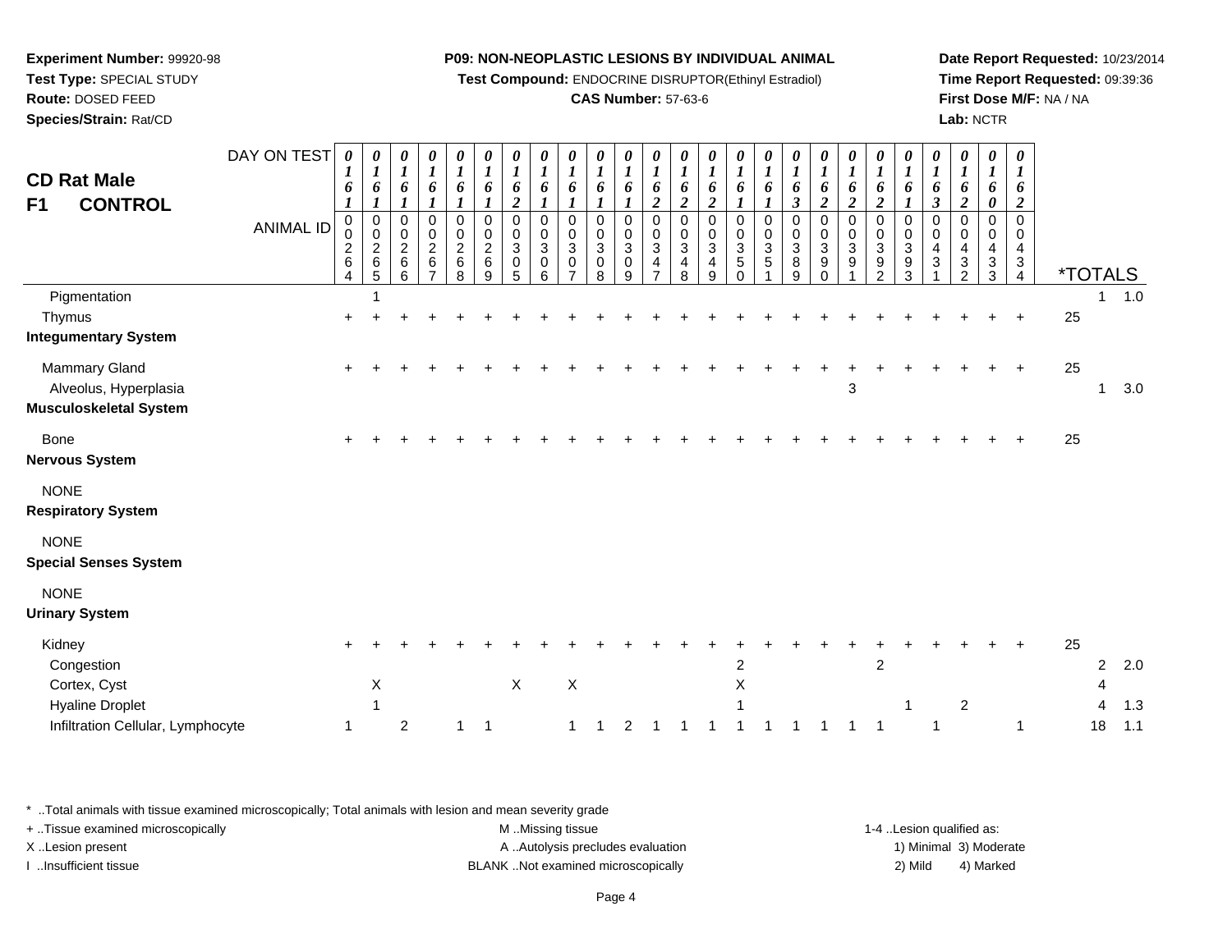**Experiment Number:** 99920-98
**Test Type:** SPECIAL STUDY
**Route:** DOSED FEED
**Species/Strain:** Rat/CD

**P09: NON-NEOPLASTIC LESIONS BY INDIVIDUAL ANIMAL**
**Test Compound:** ENDOCRINE DISRUPTOR(Ethinyl Estradiol)
**CAS Number:** 57-63-6

**Date Report Requested:** 10/23/2014
**Time Report Requested:** 09:39:36
**First Dose M/F:** NA / NA
**Lab:** NCTR

## CD Rat Male
## F1 CONTROL

| DAY ON TEST | 0161 | 0161 | 0161 | 0161 | 0161 | 0161 | 0162 | 0161 | 0161 | 0161 | 0161 | 0162 | 0162 | 0162 | 0161 | 0161 | 0163 | 0162 | 0162 | 0162 | 0161 | 0163 | 0162 | 0160 | 0162 | | | |
|---|---|---|---|---|---|---|---|---|---|---|---|---|---|---|---|---|---|---|---|---|---|---|---|---|---|---|---|---|
| **ANIMAL ID** | 0026 4 | 0026 5 | 0026 6 | 0026 7 | 0026 8 | 0026 9 | 0030 5 | 0030 6 | 0030 7 | 0030 8 | 0030 9 | 0034 7 | 0034 8 | 0034 9 | 0035 0 | 0035 1 | 0038 9 | 0039 0 | 0039 1 | 0039 2 | 0039 3 | 0043 1 | 0043 2 | 0043 3 | 0043 4 | ***TOTALS** | | |
| Pigmentation | | 1 | | | | | | | | | | | | | | | | | | | | | | | | | 1 | 1.0 |
| Thymus | + | + | + | + | + | + | + | + | + | + | + | + | + | + | + | + | + | + | + | + | + | + | + | + | + | 25 | | |
| **Integumentary System** | | | | | | | | | | | | | | | | | | | | | | | | | | | | |
| Mammary Gland | + | + | + | + | + | + | + | + | + | + | + | + | + | + | + | + | + | + | + | + | + | + | + | + | + | 25 | | |
| Alveolus, Hyperplasia | | | | | | | | | | | | | | | | | | | 3 | | | | | | | | 1 | 3.0 |
| **Musculoskeletal System** | | | | | | | | | | | | | | | | | | | | | | | | | | | | |
| Bone | + | + | + | + | + | + | + | + | + | + | + | + | + | + | + | + | + | + | + | + | + | + | + | + | + | 25 | | |
| **Nervous System** | | | | | | | | | | | | | | | | | | | | | | | | | | | | |
| NONE | | | | | | | | | | | | | | | | | | | | | | | | | | | | |
| **Respiratory System** | | | | | | | | | | | | | | | | | | | | | | | | | | | | |
| NONE | | | | | | | | | | | | | | | | | | | | | | | | | | | | |
| **Special Senses System** | | | | | | | | | | | | | | | | | | | | | | | | | | | | |
| NONE | | | | | | | | | | | | | | | | | | | | | | | | | | | | |
| **Urinary System** | | | | | | | | | | | | | | | | | | | | | | | | | | | | |
| Kidney | + | + | + | + | + | + | + | + | + | + | + | + | + | + | + | + | + | + | + | + | + | + | + | + | + | 25 | | |
| Congestion | | | | | | | | | | | | | | | 2 | | | | | 2 | | | | | | | 2 | 2.0 |
| Cortex, Cyst | | X | | | | | X | | X | | | | | | X | | | | | | | | | | | | 4 | |
| Hyaline Droplet | | 1 | | | | | | | | | | | | | 1 | | | | | | 1 | | 2 | | | | 4 | 1.3 |
| Infiltration Cellular, Lymphocyte | 1 | | 2 | | 1 | 1 | | | 1 | 1 | 2 | 1 | 1 | 1 | 1 | 1 | 1 | 1 | 1 | 1 | | 1 | | | 1 | | 18 | 1.1 |

\* ..Total animals with tissue examined microscopically; Total animals with lesion and mean severity grade
+ ..Tissue examined microscopically
X ..Lesion present
I ..Insufficient tissue
M ..Missing tissue
A ..Autolysis precludes evaluation
BLANK ..Not examined microscopically
1-4 ..Lesion qualified as:
1) Minimal 3) Moderate
2) Mild 4) Marked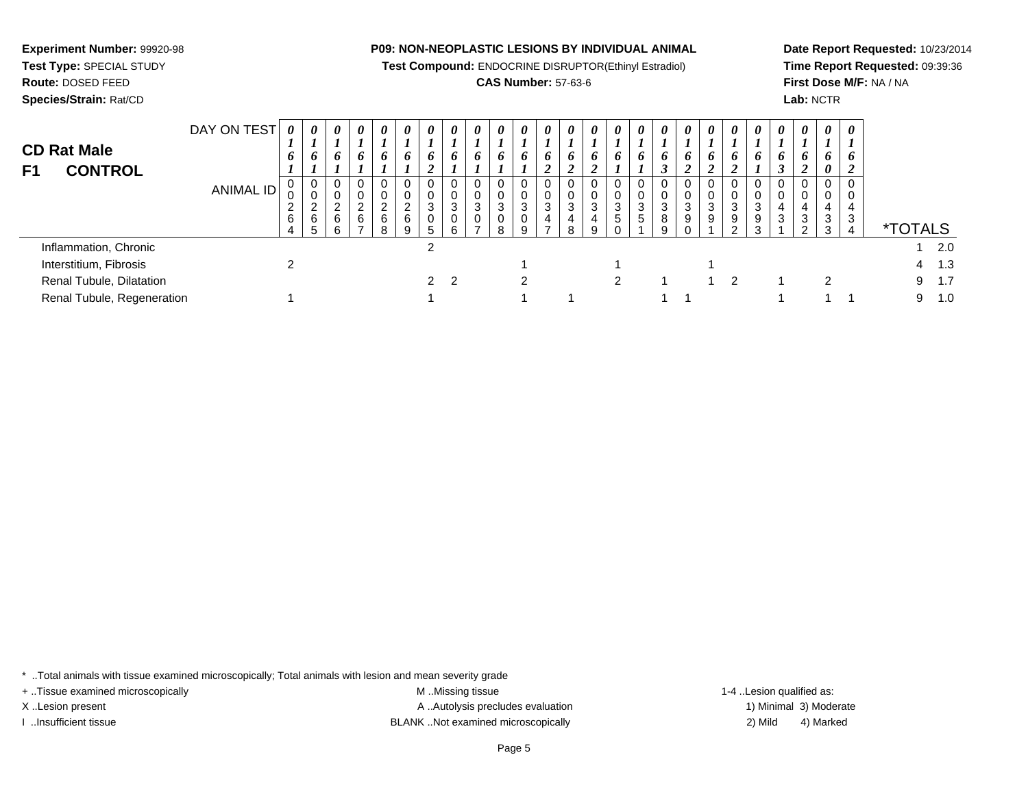**Experiment Number:** 99920-98
**Test Type:** SPECIAL STUDY
**Route:** DOSED FEED
**Species/Strain:** Rat/CD

**P09: NON-NEOPLASTIC LESIONS BY INDIVIDUAL ANIMAL**
**Test Compound:** ENDOCRINE DISRUPTOR(Ethinyl Estradiol)
**CAS Number:** 57-63-6

**Date Report Requested:** 10/23/2014
**Time Report Requested:** 09:39:36
**First Dose M/F:** NA / NA
**Lab:** NCTR

## CD Rat Male
## F1 CONTROL

| DAY ON TEST | 0161 | 0161 | 0161 | 0161 | 0161 | 0161 | 0162 | 0161 | 0161 | 0161 | 0161 | 0162 | 0162 | 0162 | 0161 | 0161 | 0163 | 0162 | 0162 | 0162 | 0161 | 0163 | 0162 | 0160 | 0162 | |
|---|---|---|---|---|---|---|---|---|---|---|---|---|---|---|---|---|---|---|---|---|---|---|---|---|---|---|
| **ANIMAL ID** | 00264 | 00265 | 00266 | 00267 | 00268 | 00269 | 00305 | 00306 | 00307 | 00308 | 00309 | 00347 | 00348 | 00349 | 00350 | 00351 | 00389 | 00390 | 00391 | 00392 | 00393 | 00431 | 00432 | 00433 | 00434 | ***TOTALS** |
| Inflammation, Chronic | | | | | | | 2 | | | | | | | | | | | | | | | | | | | 1 2.0 |
| Interstitium, Fibrosis | 2 | | | | | | | | | | 1 | | | | 1 | | | | 1 | | | | | | | 4 1.3 |
| Renal Tubule, Dilatation | | | | | | | 2 | 2 | | | 2 | | | | 2 | | 1 | | 1 | 2 | | 1 | | 2 | | 9 1.7 |
| Renal Tubule, Regeneration | 1 | | | | | | 1 | | | | 1 | | 1 | | | | 1 | 1 | | | | 1 | | 1 | 1 | 9 1.0 |

* ..Total animals with tissue examined microscopically; Total animals with lesion and mean severity grade
+ ..Tissue examined microscopically
X ..Lesion present
I ..Insufficient tissue

M ..Missing tissue
A ..Autolysis precludes evaluation
BLANK ..Not examined microscopically

1-4 ..Lesion qualified as:
1) Minimal 3) Moderate
2) Mild 4) Marked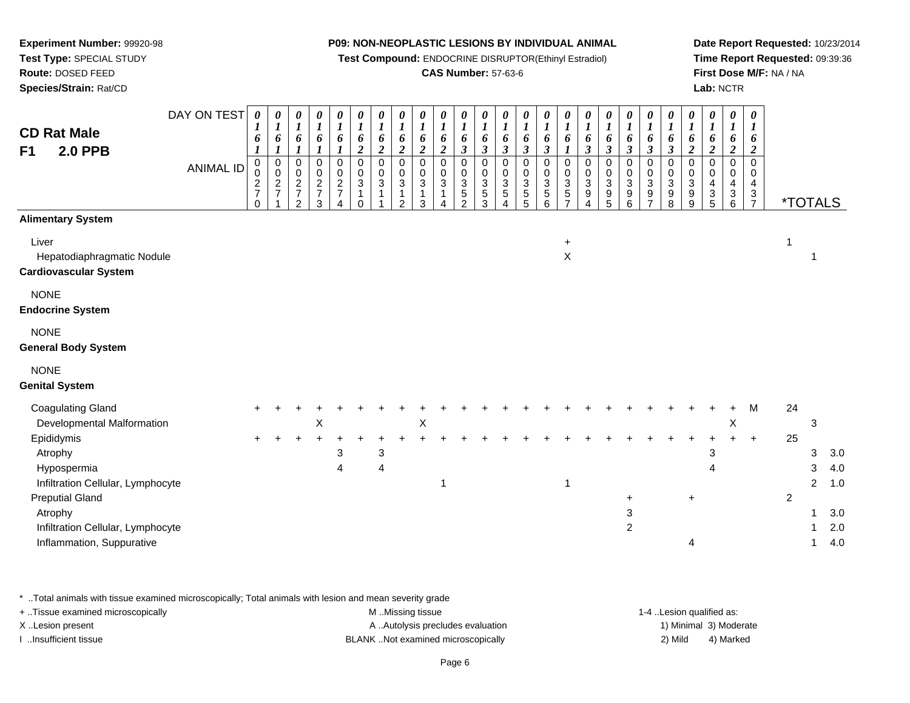**Experiment Number:** 99920-98
**Test Type:** SPECIAL STUDY
**Route:** DOSED FEED
**Species/Strain:** Rat/CD

**P09: NON-NEOPLASTIC LESIONS BY INDIVIDUAL ANIMAL**
**Test Compound:** ENDOCRINE DISRUPTOR(Ethinyl Estradiol)
**CAS Number:** 57-63-6

**Date Report Requested:** 10/23/2014
**Time Report Requested:** 09:39:36
**First Dose M/F:** NA / NA
**Lab:** NCTR

## CD Rat Male
## F1 2.0 PPB

| DAY ON TEST | 0161 | 0161 | 0161 | 0161 | 0161 | 0162 | 0162 | 0162 | 0162 | 0162 | 0163 | 0163 | 0163 | 0163 | 0163 | 0161 | 0163 | 0163 | 0163 | 0163 | 0163 | 0162 | 0162 | 0162 | 0162 | | | |
|---|---|---|---|---|---|---|---|---|---|---|---|---|---|---|---|---|---|---|---|---|---|---|---|---|---|---|---|---|
| **ANIMAL ID** | 00270 | 00271 | 00272 | 00273 | 00274 | 00310 | 00311 | 00312 | 00313 | 00314 | 00352 | 00353 | 00354 | 00355 | 00356 | 00357 | 00394 | 00395 | 00396 | 00397 | 00398 | 00399 | 00435 | 00436 | 00437 | ***TOTALS** | | |
| **Alimentary System** | | | | | | | | | | | | | | | | | | | | | | | | | | | | |
| Liver | | | | | | | | | | | | | | | | + | | | | | | | | | | 1 | | |
| Hepatodiaphragmatic Nodule | | | | | | | | | | | | | | | | X | | | | | | | | | | | 1 | |
| **Cardiovascular System** | | | | | | | | | | | | | | | | | | | | | | | | | | | | |
| NONE | | | | | | | | | | | | | | | | | | | | | | | | | | | | |
| **Endocrine System** | | | | | | | | | | | | | | | | | | | | | | | | | | | | |
| NONE | | | | | | | | | | | | | | | | | | | | | | | | | | | | |
| **General Body System** | | | | | | | | | | | | | | | | | | | | | | | | | | | | |
| NONE | | | | | | | | | | | | | | | | | | | | | | | | | | | | |
| **Genital System** | | | | | | | | | | | | | | | | | | | | | | | | | | | | |
| Coagulating Gland | + | + | + | + | + | + | + | + | + | + | + | + | + | + | + | + | + | + | + | + | + | + | + | + | M | 24 | | |
| Developmental Malformation | | | | X | | | | | X | | | | | | | | | | | | | | | X | | | 3 | |
| Epididymis | + | + | + | + | + | + | + | + | + | + | + | + | + | + | + | + | + | + | + | + | + | + | + | + | + | 25 | | |
| Atrophy | | | | | 3 | | 3 | | | | | | | | | | | | | | | | 3 | | | | 3 | 3.0 |
| Hypospermia | | | | | 4 | | 4 | | | | | | | | | | | | | | | | 4 | | | | 3 | 4.0 |
| Infiltration Cellular, Lymphocyte | | | | | | | | | | 1 | | | | | | 1 | | | | | | | | | | | 2 | 1.0 |
| Preputial Gland | | | | | | | | | | | | | | | | | | | + | | | + | | | | 2 | | |
| Atrophy | | | | | | | | | | | | | | | | | | | 3 | | | | | | | | 1 | 3.0 |
| Infiltration Cellular, Lymphocyte | | | | | | | | | | | | | | | | | | | 2 | | | | | | | | 1 | 2.0 |
| Inflammation, Suppurative | | | | | | | | | | | | | | | | | | | | | | 4 | | | | | 1 | 4.0 |

\* ..Total animals with tissue examined microscopically; Total animals with lesion and mean severity grade
+ ..Tissue examined microscopically
X ..Lesion present
I ..Insufficient tissue

M ..Missing tissue
A ..Autolysis precludes evaluation
BLANK ..Not examined microscopically

1-4 ..Lesion qualified as:
1) Minimal 3) Moderate
2) Mild 4) Marked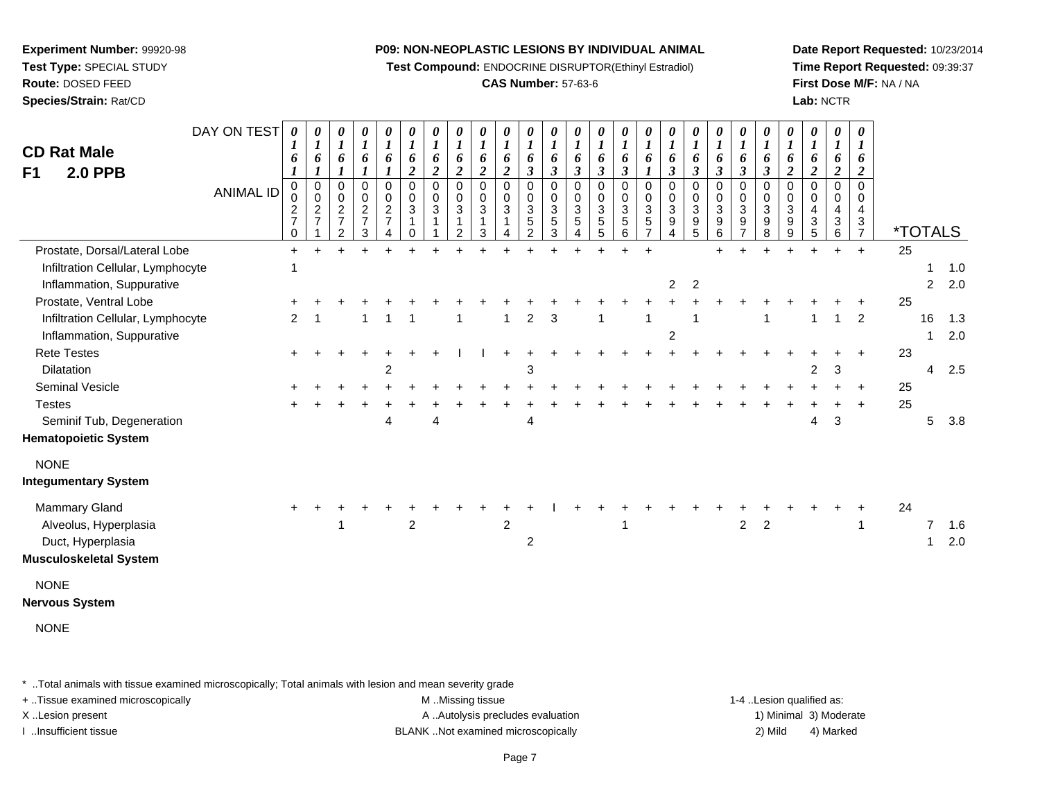**Experiment Number:** 99920-98
**Test Type:** SPECIAL STUDY
**Route:** DOSED FEED
**Species/Strain:** Rat/CD

**P09: NON-NEOPLASTIC LESIONS BY INDIVIDUAL ANIMAL**
**Test Compound:** ENDOCRINE DISRUPTOR(Ethinyl Estradiol)
**CAS Number:** 57-63-6

**Date Report Requested:** 10/23/2014
**Time Report Requested:** 09:39:37
**First Dose M/F:** NA / NA
**Lab:** NCTR

# CD Rat Male
## F1 2.0 PPB

| DAY ON TEST | 0161 | 0161 | 0161 | 0161 | 0161 | 0162 | 0162 | 0162 | 0162 | 0162 | 0163 | 0163 | 0163 | 0163 | 0163 | 0161 | 0163 | 0163 | 0163 | 0163 | 0163 | 0162 | 0162 | 0162 | 0162 | *TOTALS | | |
|---|---|---|---|---|---|---|---|---|---|---|---|---|---|---|---|---|---|---|---|---|---|---|---|---|---|---|---|---|
| **ANIMAL ID** | 00270 | 00271 | 00272 | 00273 | 00274 | 00310 | 00311 | 00312 | 00313 | 00314 | 00352 | 00353 | 00354 | 00355 | 00356 | 00357 | 00394 | 00395 | 00396 | 00397 | 00398 | 00399 | 00435 | 00436 | 00437 | | | |
| Prostate, Dorsal/Lateral Lobe | + | + | + | + | + | + | + | + | + | + | + | + | + | + | + | + | | | + | + | + | + | + | + | + | 25 | | |
| Infiltration Cellular, Lymphocyte | 1 | | | | | | | | | | | | | | | | | | | | | | | | | | 1 | 1.0 |
| Inflammation, Suppurative | | | | | | | | | | | | | | | | | 2 | 2 | | | | | | | | | 2 | 2.0 |
| Prostate, Ventral Lobe | + | + | + | + | + | + | + | + | + | + | + | + | + | + | + | + | + | + | + | + | + | + | + | + | + | 25 | | |
| Infiltration Cellular, Lymphocyte | 2 | 1 | | 1 | 1 | 1 | | 1 | | 1 | 2 | 3 | | 1 | | 1 | | 1 | | | 1 | | 1 | 1 | 2 | | 16 | 1.3 |
| Inflammation, Suppurative | | | | | | | | | | | | | | | | | 2 | | | | | | | | | | 1 | 2.0 |
| Rete Testes | + | + | + | + | + | + | + | I | I | + | + | + | + | + | + | + | + | + | + | + | + | + | + | + | + | 23 | | |
| Dilatation | | | | | 2 | | | | | | 3 | | | | | | | | | | | | 2 | 3 | | | 4 | 2.5 |
| Seminal Vesicle | + | + | + | + | + | + | + | + | + | + | + | + | + | + | + | + | + | + | + | + | + | + | + | + | + | 25 | | |
| Testes | + | + | + | + | + | + | + | + | + | + | + | + | + | + | + | + | + | + | + | + | + | + | + | + | + | 25 | | |
| Seminif Tub, Degeneration | | | | | 4 | | 4 | | | | 4 | | | | | | | | | | | | 4 | 3 | | | 5 | 3.8 |
| **Hematopoietic System** | | | | | | | | | | | | | | | | | | | | | | | | | | | | |
| NONE | | | | | | | | | | | | | | | | | | | | | | | | | | | | |
| **Integumentary System** | | | | | | | | | | | | | | | | | | | | | | | | | | | | |
| Mammary Gland | + | + | + | + | + | + | + | + | + | + | + | I | + | + | + | + | + | + | + | + | + | + | + | + | + | 24 | | |
| Alveolus, Hyperplasia | | | 1 | | | 2 | | | | 2 | | | | | 1 | | | | | 2 | 2 | | | | 1 | | 7 | 1.6 |
| Duct, Hyperplasia | | | | | | | | | | | 2 | | | | | | | | | | | | | | | | 1 | 2.0 |
| **Musculoskeletal System** | | | | | | | | | | | | | | | | | | | | | | | | | | | | |
| NONE | | | | | | | | | | | | | | | | | | | | | | | | | | | | |
| **Nervous System** | | | | | | | | | | | | | | | | | | | | | | | | | | | | |
| NONE | | | | | | | | | | | | | | | | | | | | | | | | | | | | |

* ..Total animals with tissue examined microscopically; Total animals with lesion and mean severity grade
+ ..Tissue examined microscopically
X ..Lesion present
I ..Insufficient tissue
M ..Missing tissue
A ..Autolysis precludes evaluation
BLANK ..Not examined microscopically
1-4 ..Lesion qualified as: 1) Minimal 2) Mild 3) Moderate 4) Marked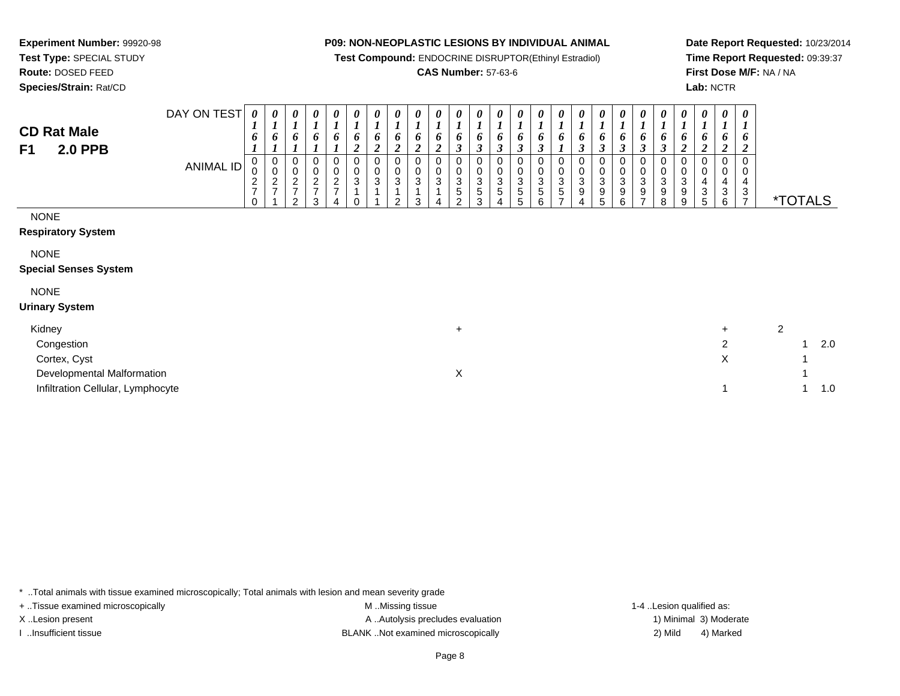**Experiment Number:** 99920-98
**Test Type:** SPECIAL STUDY
**Route:** DOSED FEED
**Species/Strain:** Rat/CD

**P09: NON-NEOPLASTIC LESIONS BY INDIVIDUAL ANIMAL**
**Test Compound:** ENDOCRINE DISRUPTOR(Ethinyl Estradiol)
**CAS Number:** 57-63-6

**Date Report Requested:** 10/23/2014
**Time Report Requested:** 09:39:37
**First Dose M/F:** NA / NA
**Lab:** NCTR

## CD Rat Male F1 2.0 PPB

| DAY ON TEST | 0161 | 0161 | 0161 | 0161 | 0161 | 0162 | 0162 | 0162 | 0162 | 0162 | 0163 | 0163 | 0163 | 0163 | 0163 | 0161 | 0163 | 0163 | 0163 | 0163 | 0163 | 0162 | 0162 | 0162 | 0162 | | |
|---|---|---|---|---|---|---|---|---|---|---|---|---|---|---|---|---|---|---|---|---|---|---|---|---|---|---|---|
| **ANIMAL ID** | 0270 | 0271 | 0272 | 0273 | 0274 | 0310 | 0311 | 0312 | 0313 | 0314 | 0352 | 0353 | 0354 | 0355 | 0356 | 0357 | 0394 | 0395 | 0396 | 0397 | 0398 | 0399 | 0435 | 0436 | 0437 | ***TOTALS** | |
| NONE | | | | | | | | | | | | | | | | | | | | | | | | | | | |
| **Respiratory System** | | | | | | | | | | | | | | | | | | | | | | | | | | | |
| NONE | | | | | | | | | | | | | | | | | | | | | | | | | | | |
| **Special Senses System** | | | | | | | | | | | | | | | | | | | | | | | | | | | |
| NONE | | | | | | | | | | | | | | | | | | | | | | | | | | | |
| **Urinary System** | | | | | | | | | | | | | | | | | | | | | | | | | | | |
| Kidney | | | | | | | | | | | + | | | | | | | | | | | | | + | | 2 | |
| Congestion | | | | | | | | | | | | | | | | | | | | | | | | 2 | | 1 | 2.0 |
| Cortex, Cyst | | | | | | | | | | | | | | | | | | | | | | | | X | | 1 | |
| Developmental Malformation | | | | | | | | | | | X | | | | | | | | | | | | | | | 1 | |
| Infiltration Cellular, Lymphocyte | | | | | | | | | | | | | | | | | | | | | | | | 1 | | 1 | 1.0 |

\* ..Total animals with tissue examined microscopically; Total animals with lesion and mean severity grade

+ ..Tissue examined microscopically
X ..Lesion present
I ..Insufficient tissue

M ..Missing tissue
A ..Autolysis precludes evaluation
BLANK ..Not examined microscopically

1-4 ..Lesion qualified as:
1) Minimal 3) Moderate
2) Mild 4) Marked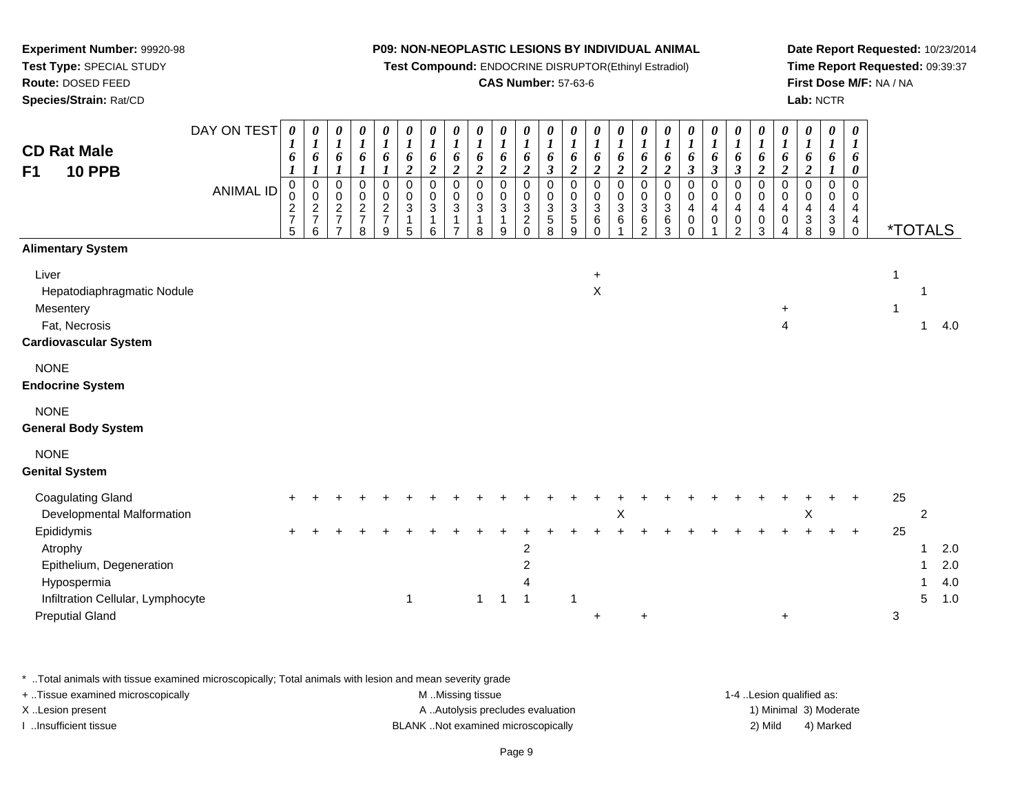**Experiment Number:** 99920-98
**Test Type:** SPECIAL STUDY
**Route:** DOSED FEED
**Species/Strain:** Rat/CD

**P09: NON-NEOPLASTIC LESIONS BY INDIVIDUAL ANIMAL**
**Test Compound:** ENDOCRINE DISRUPTOR(Ethinyl Estradiol)
**CAS Number:** 57-63-6

**Date Report Requested:** 10/23/2014
**Time Report Requested:** 09:39:37
**First Dose M/F:** NA / NA
**Lab:** NCTR

## CD Rat Male F1 10 PPB

| DAY ON TEST | 0161 | 0161 | 0161 | 0161 | 0161 | 0162 | 0162 | 0162 | 0162 | 0162 | 0162 | 0163 | 0162 | 0162 | 0162 | 0162 | 0162 | 0163 | 0163 | 0163 | 0162 | 0162 | 0162 | 0161 | 0160 | |
|---|---|---|---|---|---|---|---|---|---|---|---|---|---|---|---|---|---|---|---|---|---|---|---|---|---|---|
| **ANIMAL ID** | 00275 | 00276 | 00277 | 00278 | 00279 | 00315 | 00316 | 00317 | 00318 | 00319 | 00320 | 00358 | 00359 | 00360 | 00361 | 00362 | 00363 | 00400 | 00401 | 00402 | 00403 | 00404 | 00438 | 00439 | 00440 | ***TOTALS** |
| **Alimentary System** | | | | | | | | | | | | | | | | | | | | | | | | | | |
| Liver | | | | | | | | | | | | | | + | | | | | | | | | | | | 1 |
| Hepatodiaphragmatic Nodule | | | | | | | | | | | | | | X | | | | | | | | | | | | 1 |
| Mesentery | | | | | | | | | | | | | | | | | | | | | | + | | | | 1 |
| Fat, Necrosis | | | | | | | | | | | | | | | | | | | | | | 4 | | | | 1 4.0 |
| **Cardiovascular System** | | | | | | | | | | | | | | | | | | | | | | | | | | |
| NONE | | | | | | | | | | | | | | | | | | | | | | | | | | |
| **Endocrine System** | | | | | | | | | | | | | | | | | | | | | | | | | | |
| NONE | | | | | | | | | | | | | | | | | | | | | | | | | | |
| **General Body System** | | | | | | | | | | | | | | | | | | | | | | | | | | |
| NONE | | | | | | | | | | | | | | | | | | | | | | | | | | |
| **Genital System** | | | | | | | | | | | | | | | | | | | | | | | | | | |
| Coagulating Gland | + | + | + | + | + | + | + | + | + | + | + | + | + | + | + | + | + | + | + | + | + | + | + | + | + | 25 |
| Developmental Malformation | | | | | | | | | | | | | | | X | | | | | | | | X | | | 2 |
| Epididymis | + | + | + | + | + | + | + | + | + | + | + | + | + | + | + | + | + | + | + | + | + | + | + | + | + | 25 |
| Atrophy | | | | | | | | | | | 2 | | | | | | | | | | | | | | | 1 2.0 |
| Epithelium, Degeneration | | | | | | | | | | | 2 | | | | | | | | | | | | | | | 1 2.0 |
| Hypospermia | | | | | | | | | | | 4 | | | | | | | | | | | | | | | 1 4.0 |
| Infiltration Cellular, Lymphocyte | | | | | | 1 | | | 1 | 1 | 1 | | 1 | | | | | | | | | | | | | 5 1.0 |
| Preputial Gland | | | | | | | | | | | | | | + | | + | | | | | | + | | | | 3 |

\* ..Total animals with tissue examined microscopically; Total animals with lesion and mean severity grade
\+ ..Tissue examined microscopically
X ..Lesion present
I ..Insufficient tissue

M ..Missing tissue
A ..Autolysis precludes evaluation
BLANK ..Not examined microscopically

1-4 ..Lesion qualified as:
1) Minimal 3) Moderate
2) Mild 4) Marked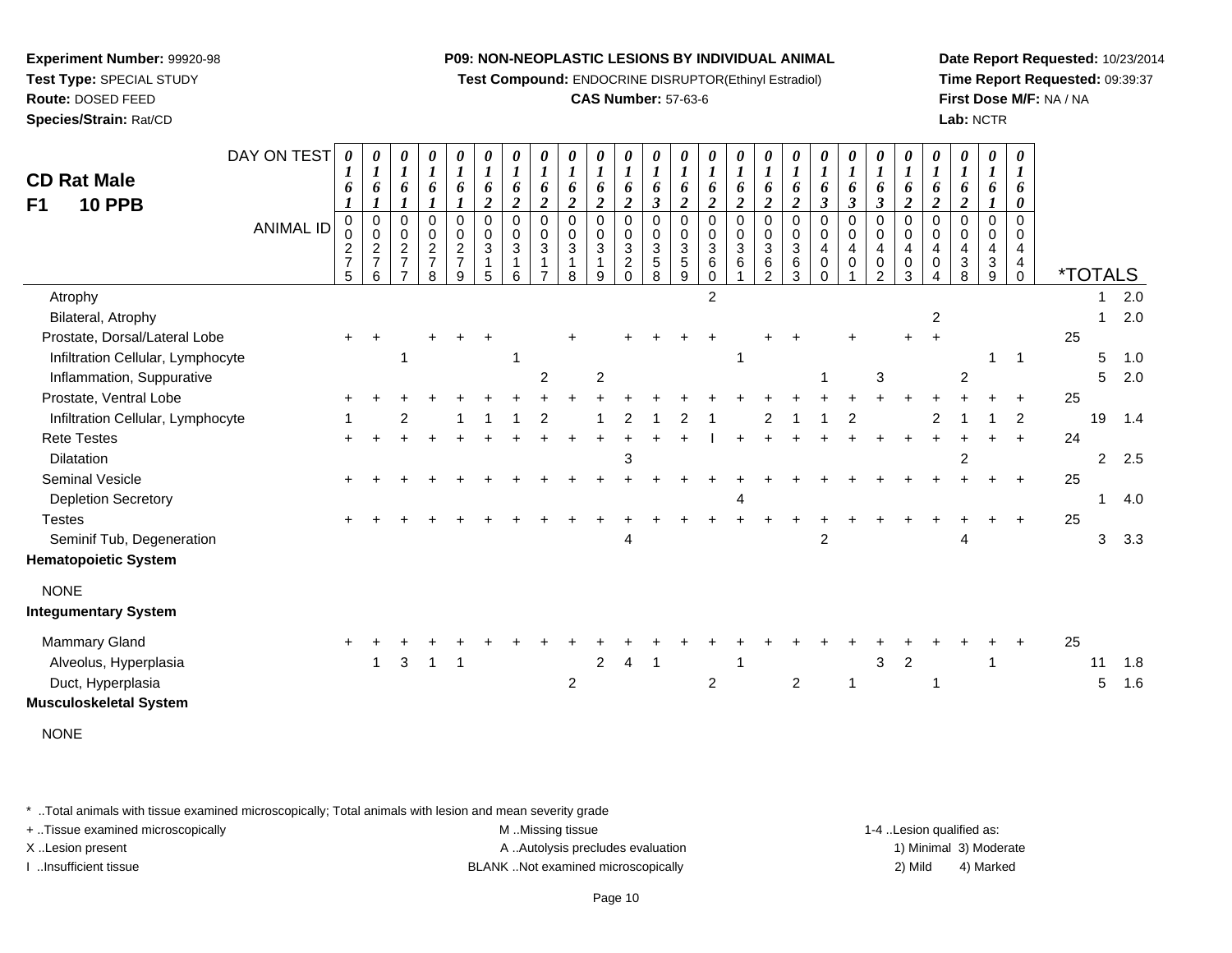**Experiment Number:** 99920-98
**Test Type:** SPECIAL STUDY
**Route:** DOSED FEED
**Species/Strain:** Rat/CD

**P09: NON-NEOPLASTIC LESIONS BY INDIVIDUAL ANIMAL**
**Test Compound:** ENDOCRINE DISRUPTOR(Ethinyl Estradiol)
**CAS Number:** 57-63-6

**Date Report Requested:** 10/23/2014
**Time Report Requested:** 09:39:37
**First Dose M/F:** NA / NA
**Lab:** NCTR

## CD Rat Male
## F1 10 PPB

| DAY ON TEST | 0161 | 0161 | 0161 | 0161 | 0161 | 0162 | 0162 | 0162 | 0162 | 0162 | 0162 | 0163 | 0162 | 0162 | 0162 | 0162 | 0162 | 0163 | 0163 | 0163 | 0162 | 0162 | 0162 | 0161 | 0160 | | |
|---|---|---|---|---|---|---|---|---|---|---|---|---|---|---|---|---|---|---|---|---|---|---|---|---|---|---|---|
| **ANIMAL ID** | 00275 | 00276 | 00277 | 00278 | 00279 | 00315 | 00316 | 00317 | 00318 | 00319 | 00320 | 00358 | 00359 | 00360 | 00361 | 00362 | 00363 | 00400 | 00401 | 00402 | 00403 | 00404 | 00438 | 00439 | 00440 | ***TOTALS** | |
| Atrophy | | | | | | | | | | | | | | 2 | | | | | | | | | | | | 1 | 2.0 |
| Bilateral, Atrophy | | | | | | | | | | | | | | | | | | | | | | 2 | | | | 1 | 2.0 |
| Prostate, Dorsal/Lateral Lobe | + | + | | + | + | + | | | + | | + | + | + | + | | + | + | | + | | + | + | | | | 25 | |
| Infiltration Cellular, Lymphocyte | | | 1 | | | | 1 | | | | | | | | 1 | | | | | | | | | 1 | 1 | 5 | 1.0 |
| Inflammation, Suppurative | | | | | | | | 2 | | 2 | | | | | | | | 1 | | 3 | | | 2 | | | 5 | 2.0 |
| Prostate, Ventral Lobe | + | + | + | + | + | + | + | + | + | + | + | + | + | + | + | + | + | + | + | + | + | + | + | + | + | 25 | |
| Infiltration Cellular, Lymphocyte | 1 | | 2 | | 1 | 1 | 1 | 2 | | 1 | 2 | 1 | 2 | 1 | | 2 | 1 | 1 | 2 | | | 2 | 1 | 1 | 2 | 19 | 1.4 |
| Rete Testes | + | + | + | + | + | + | + | + | + | + | + | + | + | I | + | + | + | + | + | + | + | + | + | + | + | 24 | |
| Dilatation | | | | | | | | | | | 3 | | | | | | | | | | | | 2 | | | 2 | 2.5 |
| Seminal Vesicle | + | + | + | + | + | + | + | + | + | + | + | + | + | + | + | + | + | + | + | + | + | + | + | + | + | 25 | |
| Depletion Secretory | | | | | | | | | | | | | | | 4 | | | | | | | | | | | 1 | 4.0 |
| Testes | + | + | + | + | + | + | + | + | + | + | + | + | + | + | + | + | + | + | + | + | + | + | + | + | + | 25 | |
| Seminif Tub, Degeneration | | | | | | | | | | | 4 | | | | | | | 2 | | | | | 4 | | | 3 | 3.3 |
| **Hematopoietic System** | | | | | | | | | | | | | | | | | | | | | | | | | | | |
| NONE | | | | | | | | | | | | | | | | | | | | | | | | | | | |
| **Integumentary System** | | | | | | | | | | | | | | | | | | | | | | | | | | | |
| Mammary Gland | + | + | + | + | + | + | + | + | + | + | + | + | + | + | + | + | + | + | + | + | + | + | + | + | + | 25 | |
| Alveolus, Hyperplasia | | 1 | 3 | 1 | 1 | | | | | 2 | 4 | 1 | | | 1 | | | | | 3 | 2 | | | 1 | | 11 | 1.8 |
| Duct, Hyperplasia | | | | | | | | | 2 | | | | | 2 | | | 2 | | 1 | | | 1 | | | | 5 | 1.6 |
| **Musculoskeletal System** | | | | | | | | | | | | | | | | | | | | | | | | | | | |
| NONE | | | | | | | | | | | | | | | | | | | | | | | | | | | |

\* ..Total animals with tissue examined microscopically; Total animals with lesion and mean severity grade
+ ..Tissue examined microscopically
X ..Lesion present
I ..Insufficient tissue

M ..Missing tissue
A ..Autolysis precludes evaluation
BLANK ..Not examined microscopically

1-4 ..Lesion qualified as:
1) Minimal 3) Moderate
2) Mild 4) Marked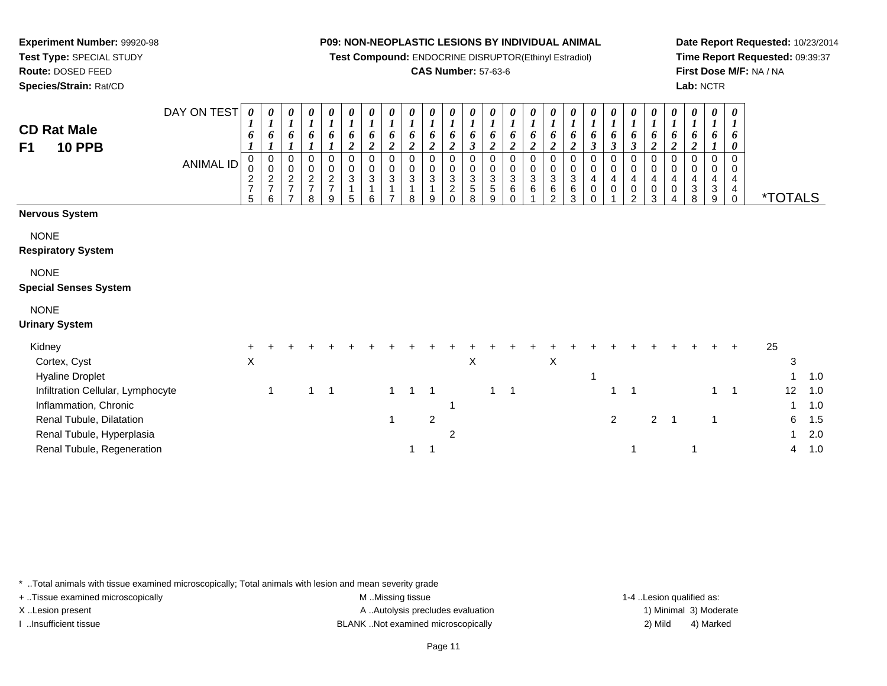**Experiment Number:** 99920-98
**Test Type:** SPECIAL STUDY
**Route:** DOSED FEED
**Species/Strain:** Rat/CD

**P09: NON-NEOPLASTIC LESIONS BY INDIVIDUAL ANIMAL**
**Test Compound:** ENDOCRINE DISRUPTOR(Ethinyl Estradiol)
**CAS Number:** 57-63-6

**Date Report Requested:** 10/23/2014
**Time Report Requested:** 09:39:37
**First Dose M/F:** NA / NA
**Lab:** NCTR

## CD Rat Male F1 10 PPB

| DAY ON TEST | 0161 | 0161 | 0161 | 0161 | 0161 | 0162 | 0162 | 0162 | 0162 | 0162 | 0162 | 0163 | 0162 | 0162 | 0162 | 0162 | 0162 | 0163 | 0163 | 0163 | 0162 | 0162 | 0162 | 0161 | 0160 | |
|---|---|---|---|---|---|---|---|---|---|---|---|---|---|---|---|---|---|---|---|---|---|---|---|---|---|---|
| ANIMAL ID | 00275 | 00276 | 00277 | 00278 | 00279 | 00315 | 00316 | 00317 | 00318 | 00319 | 00320 | 00358 | 00359 | 00360 | 00361 | 00362 | 00363 | 00400 | 00401 | 00402 | 00403 | 00404 | 00438 | 00439 | 00440 | *TOTALS |
| **Nervous System** | | | | | | | | | | | | | | | | | | | | | | | | | | |
| NONE | | | | | | | | | | | | | | | | | | | | | | | | | | |
| **Respiratory System** | | | | | | | | | | | | | | | | | | | | | | | | | | |
| NONE | | | | | | | | | | | | | | | | | | | | | | | | | | |
| **Special Senses System** | | | | | | | | | | | | | | | | | | | | | | | | | | |
| NONE | | | | | | | | | | | | | | | | | | | | | | | | | | |
| **Urinary System** | | | | | | | | | | | | | | | | | | | | | | | | | | |
| Kidney | + | + | + | + | + | + | + | + | + | + | + | + | + | + | + | + | + | + | + | + | + | + | + | + | + | 25 |
| Cortex, Cyst | X | | | | | | | | | | | X | | | | X | | | | | | | | | | 3 |
| Hyaline Droplet | | | | | | | | | | | | | | | | | | 1 | | | | | | | | 1 1.0 |
| Infiltration Cellular, Lymphocyte | | 1 | | 1 | 1 | | | 1 | 1 | 1 | | | 1 | 1 | | | | | 1 | 1 | | | | 1 | 1 | 12 1.0 |
| Inflammation, Chronic | | | | | | | | | | | 1 | | | | | | | | | | | | | | | 1 1.0 |
| Renal Tubule, Dilatation | | | | | | | | 1 | | 2 | | | | | | | | | 2 | | 2 | 1 | | 1 | | 6 1.5 |
| Renal Tubule, Hyperplasia | | | | | | | | | | | 2 | | | | | | | | | | | | | | | 1 2.0 |
| Renal Tubule, Regeneration | | | | | | | | | 1 | 1 | | | | | | | | | | 1 | | | 1 | | | 4 1.0 |

\* ..Total animals with tissue examined microscopically; Total animals with lesion and mean severity grade
+ ..Tissue examined microscopically
X ..Lesion present
I ..Insufficient tissue

M ..Missing tissue
A ..Autolysis precludes evaluation
BLANK ..Not examined microscopically

1-4 ..Lesion qualified as:
1) Minimal 3) Moderate
2) Mild 4) Marked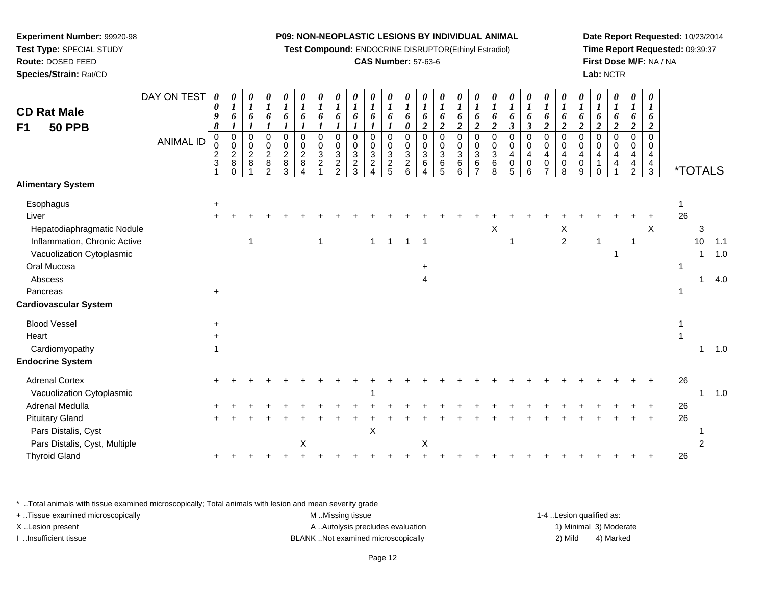**Experiment Number:** 99920-98
**Test Type:** SPECIAL STUDY
**Route:** DOSED FEED
**Species/Strain:** Rat/CD

**P09: NON-NEOPLASTIC LESIONS BY INDIVIDUAL ANIMAL**
**Test Compound:** ENDOCRINE DISRUPTOR(Ethinyl Estradiol)
**CAS Number:** 57-63-6

**Date Report Requested:** 10/23/2014
**Time Report Requested:** 09:39:37
**First Dose M/F:** NA / NA
**Lab:** NCTR

## CD Rat Male
## F1 50 PPB

| DAY ON TEST | 0098 | 0161 | 0161 | 0161 | 0161 | 0161 | 0161 | 0161 | 0161 | 0161 | 0161 | 0160 | 0162 | 0162 | 0162 | 0162 | 0162 | 0163 | 0163 | 0162 | 0162 | 0162 | 0162 | 0162 | 0162 | 0162 | *TOTALS | | |
|---|---|---|---|---|---|---|---|---|---|---|---|---|---|---|---|---|---|---|---|---|---|---|---|---|---|---|---|---|---|
| **ANIMAL ID** | 0231 | 0280 | 0281 | 0282 | 0283 | 0284 | 0321 | 0322 | 0323 | 0324 | 0325 | 0326 | 0364 | 0365 | 0366 | 0367 | 0368 | 0405 | 0406 | 0407 | 0408 | 0409 | 0410 | 0441 | 0442 | 0443 | | | |
| **Alimentary System** | | | | | | | | | | | | | | | | | | | | | | | | | | | | | |
| Esophagus | + | | | | | | | | | | | | | | | | | | | | | | | | | | 1 | | |
| Liver | + | + | + | + | + | + | + | + | + | + | + | + | + | + | + | + | + | + | + | + | + | + | + | + | + | + | 26 | | |
| Hepatodiaphragmatic Nodule | | | | | | | | | | | | | | | | | X | | | | X | | | | | X | | 3 | |
| Inflammation, Chronic Active | | | 1 | | | | 1 | | | 1 | 1 | 1 | 1 | | | | | 1 | | | 2 | | 1 | | 1 | | | 10 | 1.1 |
| Vacuolization Cytoplasmic | | | | | | | | | | | | | | | | | | | | | | | | 1 | | | | 1 | 1.0 |
| Oral Mucosa | | | | | | | | | | | | | + | | | | | | | | | | | | | | 1 | | |
| Abscess | | | | | | | | | | | | | 4 | | | | | | | | | | | | | | | 1 | 4.0 |
| Pancreas | + | | | | | | | | | | | | | | | | | | | | | | | | | | 1 | | |
| **Cardiovascular System** | | | | | | | | | | | | | | | | | | | | | | | | | | | | | |
| Blood Vessel | + | | | | | | | | | | | | | | | | | | | | | | | | | | 1 | | |
| Heart | + | | | | | | | | | | | | | | | | | | | | | | | | | | 1 | | |
| Cardiomyopathy | 1 | | | | | | | | | | | | | | | | | | | | | | | | | | | 1 | 1.0 |
| **Endocrine System** | | | | | | | | | | | | | | | | | | | | | | | | | | | | | |
| Adrenal Cortex | + | + | + | + | + | + | + | + | + | + | + | + | + | + | + | + | + | + | + | + | + | + | + | + | + | + | 26 | | |
| Vacuolization Cytoplasmic | | | | | | | | | | 1 | | | | | | | | | | | | | | | | | | 1 | 1.0 |
| Adrenal Medulla | + | + | + | + | + | + | + | + | + | + | + | + | + | + | + | + | + | + | + | + | + | + | + | + | + | + | 26 | | |
| Pituitary Gland | + | + | + | + | + | + | + | + | + | + | + | + | + | + | + | + | + | + | + | + | + | + | + | + | + | + | 26 | | |
| Pars Distalis, Cyst | | | | | | | | | | X | | | | | | | | | | | | | | | | | | 1 | |
| Pars Distalis, Cyst, Multiple | | | | | | X | | | | | | | X | | | | | | | | | | | | | | | 2 | |
| Thyroid Gland | + | + | + | + | + | + | + | + | + | + | + | + | + | + | + | + | + | + | + | + | + | + | + | + | + | + | 26 | | |

* ..Total animals with tissue examined microscopically; Total animals with lesion and mean severity grade
+ ..Tissue examined microscopically
X ..Lesion present
I ..Insufficient tissue

M ..Missing tissue
A ..Autolysis precludes evaluation
BLANK ..Not examined microscopically

1-4 ..Lesion qualified as:
1) Minimal 3) Moderate
2) Mild 4) Marked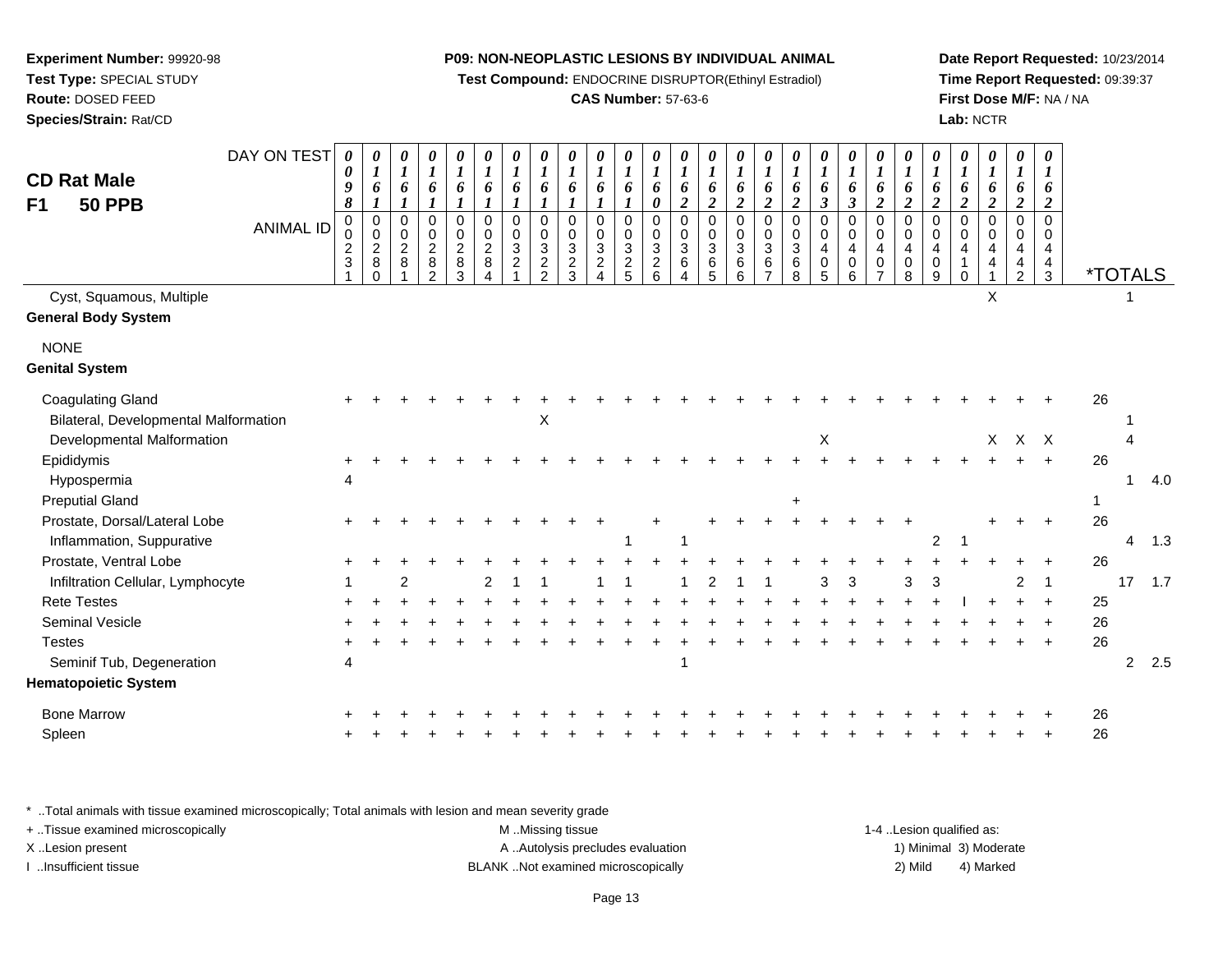**Experiment Number:** 99920-98
**Test Type:** SPECIAL STUDY
**Route:** DOSED FEED
**Species/Strain:** Rat/CD

**P09: NON-NEOPLASTIC LESIONS BY INDIVIDUAL ANIMAL**
**Test Compound:** ENDOCRINE DISRUPTOR(Ethinyl Estradiol)
**CAS Number:** 57-63-6

**Date Report Requested:** 10/23/2014
**Time Report Requested:** 09:39:37
**First Dose M/F:** NA / NA
**Lab:** NCTR

## CD Rat Male
## F1 50 PPB

| DAY ON TEST | 0098 | 0161 | 0161 | 0161 | 0161 | 0161 | 0161 | 0161 | 0161 | 0161 | 0161 | 0160 | 0162 | 0162 | 0162 | 0162 | 0162 | 0163 | 0163 | 0162 | 0162 | 0162 | 0162 | 0162 | 0162 | 0162 | *TOTALS | | |
|---|---|---|---|---|---|---|---|---|---|---|---|---|---|---|---|---|---|---|---|---|---|---|---|---|---|---|---|---|---|
| ANIMAL ID | 00231 | 00280 | 00281 | 00282 | 00283 | 00284 | 00321 | 00322 | 00323 | 00324 | 00325 | 00326 | 00364 | 00365 | 00366 | 00367 | 00368 | 00405 | 00406 | 00407 | 00408 | 00409 | 00410 | 00441 | 00442 | 00443 | | | |
| Cyst, Squamous, Multiple | | | | | | | | | | | | | | | | | | | | | | | | X | | | | 1 | |
| **General Body System** | | | | | | | | | | | | | | | | | | | | | | | | | | | | | |
| NONE | | | | | | | | | | | | | | | | | | | | | | | | | | | | | |
| **Genital System** | | | | | | | | | | | | | | | | | | | | | | | | | | | | | |
| Coagulating Gland | + | + | + | + | + | + | + | + | + | + | + | + | + | + | + | + | + | + | + | + | + | + | + | + | + | + | 26 | | |
| Bilateral, Developmental Malformation | | | | | | | | X | | | | | | | | | | | | | | | | | | | | 1 | |
| Developmental Malformation | | | | | | | | | | | | | | | | | | X | | | | | | X | X | X | | 4 | |
| Epididymis | + | + | + | + | + | + | + | + | + | + | + | + | + | + | + | + | + | + | + | + | + | + | + | + | + | + | 26 | | |
| Hypospermia | 4 | | | | | | | | | | | | | | | | | | | | | | | | | | | 1 | 4.0 |
| Preputial Gland | | | | | | | | | | | | | | | | | + | | | | | | | | | | 1 | | |
| Prostate, Dorsal/Lateral Lobe | + | + | + | + | + | + | + | + | + | + | | + | | + | + | + | + | + | + | + | + | | | + | + | + | 26 | | |
| Inflammation, Suppurative | | | | | | | | | | | 1 | | 1 | | | | | | | | | 2 | 1 | | | | | 4 | 1.3 |
| Prostate, Ventral Lobe | + | + | + | + | + | + | + | + | + | + | + | + | + | + | + | + | + | + | + | + | + | + | + | + | + | + | 26 | | |
| Infiltration Cellular, Lymphocyte | 1 | | 2 | | | 2 | 1 | 1 | | 1 | 1 | | 1 | 2 | 1 | 1 | | 3 | 3 | | 3 | 3 | | | 2 | 1 | | 17 | 1.7 |
| Rete Testes | + | + | + | + | + | + | + | + | + | + | + | + | + | + | + | + | + | + | + | + | + | + | I | + | + | + | 25 | | |
| Seminal Vesicle | + | + | + | + | + | + | + | + | + | + | + | + | + | + | + | + | + | + | + | + | + | + | + | + | + | + | 26 | | |
| Testes | + | + | + | + | + | + | + | + | + | + | + | + | + | + | + | + | + | + | + | + | + | + | + | + | + | + | 26 | | |
| Seminif Tub, Degeneration | 4 | | | | | | | | | | | | 1 | | | | | | | | | | | | | | | 2 | 2.5 |
| **Hematopoietic System** | | | | | | | | | | | | | | | | | | | | | | | | | | | | | |
| Bone Marrow | + | + | + | + | + | + | + | + | + | + | + | + | + | + | + | + | + | + | + | + | + | + | + | + | + | + | 26 | | |
| Spleen | + | + | + | + | + | + | + | + | + | + | + | + | + | + | + | + | + | + | + | + | + | + | + | + | + | + | 26 | | |

\* ..Total animals with tissue examined microscopically; Total animals with lesion and mean severity grade
+ ..Tissue examined microscopically
X ..Lesion present
I ..Insufficient tissue

M ..Missing tissue
A ..Autolysis precludes evaluation
BLANK ..Not examined microscopically

1-4 ..Lesion qualified as:
1) Minimal 3) Moderate
2) Mild 4) Marked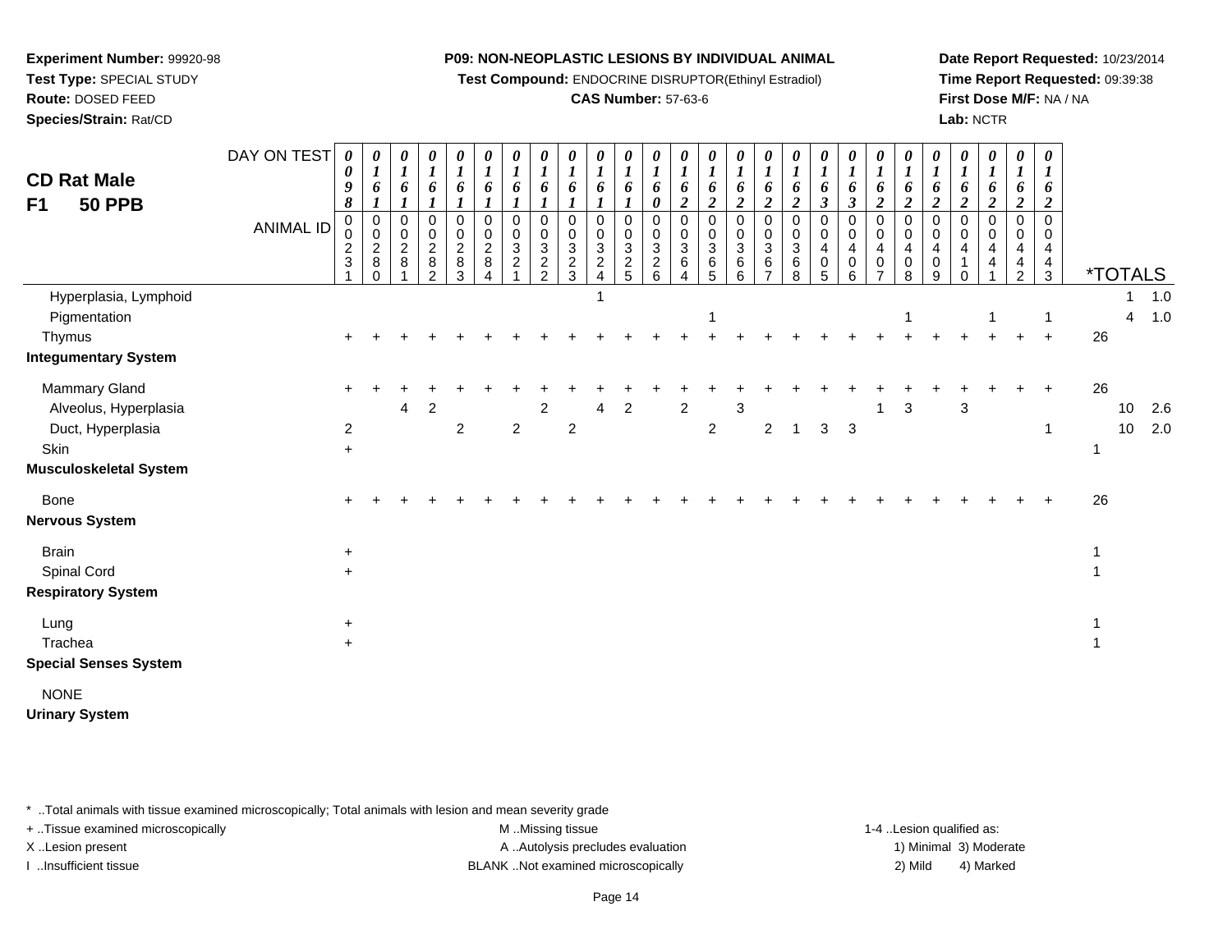**Experiment Number:** 99920-98
**Test Type:** SPECIAL STUDY
**Route:** DOSED FEED
**Species/Strain:** Rat/CD

**P09: NON-NEOPLASTIC LESIONS BY INDIVIDUAL ANIMAL**
**Test Compound:** ENDOCRINE DISRUPTOR(Ethinyl Estradiol)
**CAS Number:** 57-63-6

**Date Report Requested:** 10/23/2014
**Time Report Requested:** 09:39:38
**First Dose M/F:** NA / NA
**Lab:** NCTR

## CD Rat Male F1 50 PPB

| DAY ON TEST | 0098 | 0161 | 0161 | 0161 | 0161 | 0161 | 0161 | 0161 | 0161 | 0161 | 0161 | 0160 | 0162 | 0162 | 0162 | 0162 | 0162 | 0163 | 0163 | 0162 | 0162 | 0162 | 0162 | 0162 | 0162 | 0162 | *TOTALS | | |
|---|---|---|---|---|---|---|---|---|---|---|---|---|---|---|---|---|---|---|---|---|---|---|---|---|---|---|---|---|---|
| **ANIMAL ID** | 00231 | 00280 | 00281 | 00282 | 00283 | 00284 | 00321 | 00322 | 00323 | 00324 | 00325 | 00326 | 00364 | 00365 | 00366 | 00367 | 00368 | 00405 | 00406 | 00407 | 00408 | 00409 | 00410 | 00441 | 00442 | 00443 | | | |
| Hyperplasia, Lymphoid | | | | | | | | | | 1 | | | | | | | | | | | | | | | | | | 1 | 1.0 |
| Pigmentation | | | | | | | | | | | | | | 1 | | | | | | | 1 | | | 1 | | 1 | | 4 | 1.0 |
| Thymus | + | + | + | + | + | + | + | + | + | + | + | + | + | + | + | + | + | + | + | + | + | + | + | + | + | + | 26 | | |
| **Integumentary System** | | | | | | | | | | | | | | | | | | | | | | | | | | | | | |
| Mammary Gland | + | + | + | + | + | + | + | + | + | + | + | + | + | + | + | + | + | + | + | + | + | + | + | + | + | + | 26 | | |
| Alveolus, Hyperplasia | | | 4 | 2 | | | | 2 | | 4 | 2 | | 2 | | 3 | | | | | 1 | 3 | | 3 | | | | | 10 | 2.6 |
| Duct, Hyperplasia | 2 | | | | 2 | | 2 | | 2 | | | | | 2 | | 2 | 1 | 3 | 3 | | | | | | | 1 | | 10 | 2.0 |
| Skin | + | | | | | | | | | | | | | | | | | | | | | | | | | | 1 | | |
| **Musculoskeletal System** | | | | | | | | | | | | | | | | | | | | | | | | | | | | | |
| Bone | + | + | + | + | + | + | + | + | + | + | + | + | + | + | + | + | + | + | + | + | + | + | + | + | + | + | 26 | | |
| **Nervous System** | | | | | | | | | | | | | | | | | | | | | | | | | | | | | |
| Brain | + | | | | | | | | | | | | | | | | | | | | | | | | | | 1 | | |
| Spinal Cord | + | | | | | | | | | | | | | | | | | | | | | | | | | | 1 | | |
| **Respiratory System** | | | | | | | | | | | | | | | | | | | | | | | | | | | | | |
| Lung | + | | | | | | | | | | | | | | | | | | | | | | | | | | 1 | | |
| Trachea | + | | | | | | | | | | | | | | | | | | | | | | | | | | 1 | | |
| **Special Senses System** | | | | | | | | | | | | | | | | | | | | | | | | | | | | | |
| NONE | | | | | | | | | | | | | | | | | | | | | | | | | | | | | |
| **Urinary System** | | | | | | | | | | | | | | | | | | | | | | | | | | | | | |

\* ..Total animals with tissue examined microscopically; Total animals with lesion and mean severity grade
+ ..Tissue examined microscopically
X ..Lesion present
I ..Insufficient tissue
M ..Missing tissue
A ..Autolysis precludes evaluation
BLANK ..Not examined microscopically
1-4 ..Lesion qualified as: 1) Minimal 2) Mild 3) Moderate 4) Marked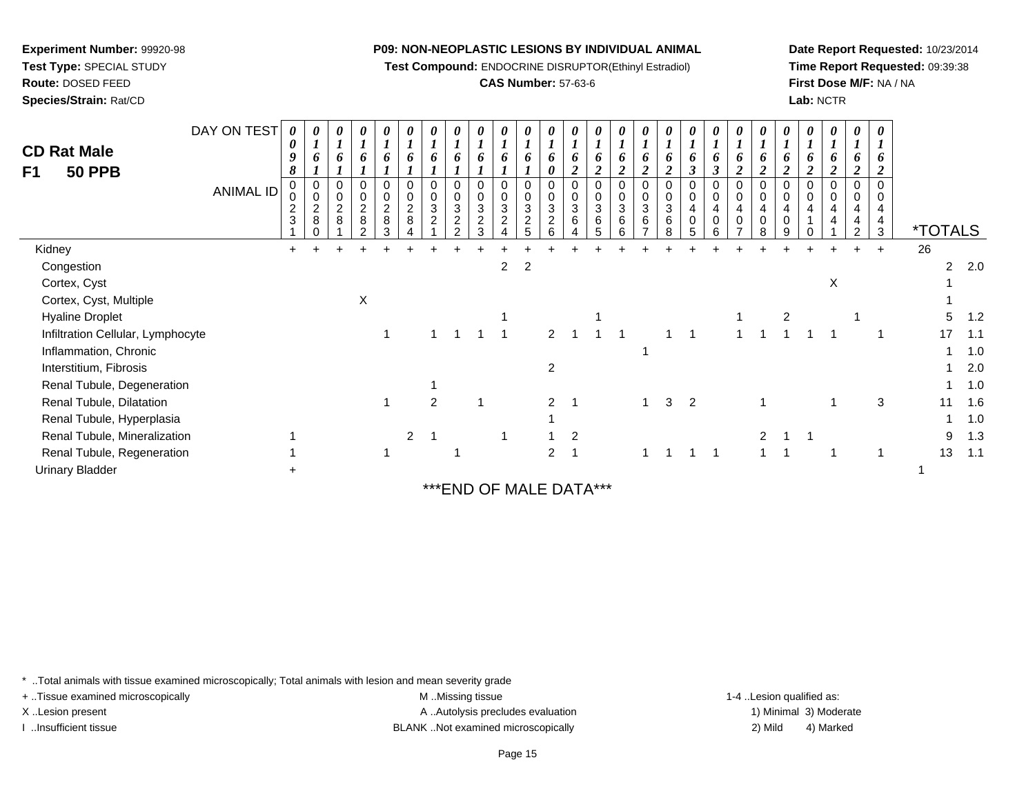**Experiment Number:** 99920-98
**Test Type:** SPECIAL STUDY
**Route:** DOSED FEED
**Species/Strain:** Rat/CD

**P09: NON-NEOPLASTIC LESIONS BY INDIVIDUAL ANIMAL**
**Test Compound:** ENDOCRINE DISRUPTOR(Ethinyl Estradiol)
**CAS Number:** 57-63-6

**Date Report Requested:** 10/23/2014
**Time Report Requested:** 09:39:38
**First Dose M/F:** NA / NA
**Lab:** NCTR

## CD Rat Male
## F1 50 PPB

| DAY ON TEST | 0098 | 0161 | 0161 | 0161 | 0161 | 0161 | 0161 | 0161 | 0161 | 0161 | 0161 | 0160 | 0162 | 0162 | 0162 | 0162 | 0162 | 0163 | 0163 | 0162 | 0162 | 0162 | 0162 | 0162 | 0162 | 0162 | | |
|---|---|---|---|---|---|---|---|---|---|---|---|---|---|---|---|---|---|---|---|---|---|---|---|---|---|---|---|---|
| **ANIMAL ID** | 0231 | 0280 | 0281 | 0282 | 0283 | 0284 | 0321 | 0322 | 0323 | 0324 | 0325 | 0326 | 0364 | 0365 | 0366 | 0367 | 0368 | 0405 | 0406 | 0407 | 0408 | 0409 | 0410 | 0441 | 0442 | 0443 | ***TOTALS** | |
| Kidney | + | + | + | + | + | + | + | + | + | + | + | + | + | + | + | + | + | + | + | + | + | + | + | + | + | + | 26 | |
| Congestion | | | | | | | | | | 2 | 2 | | | | | | | | | | | | | | | | 2 | 2.0 |
| Cortex, Cyst | | | | | | | | | | | | | | | | | | | | | | | | X | | | 1 | |
| Cortex, Cyst, Multiple | | | | X | | | | | | | | | | | | | | | | | | | | | | | 1 | |
| Hyaline Droplet | | | | | | | | | | 1 | | | | 1 | | | | | | 1 | | 2 | | | 1 | | 5 | 1.2 |
| Infiltration Cellular, Lymphocyte | | | | | 1 | | 1 | 1 | 1 | 1 | | 2 | 1 | 1 | 1 | | 1 | 1 | | 1 | 1 | 1 | 1 | 1 | | 1 | 17 | 1.1 |
| Inflammation, Chronic | | | | | | | | | | | | | | | | 1 | | | | | | | | | | | 1 | 1.0 |
| Interstitium, Fibrosis | | | | | | | | | | | | 2 | | | | | | | | | | | | | | | 1 | 2.0 |
| Renal Tubule, Degeneration | | | | | | | 1 | | | | | | | | | | | | | | | | | | | | 1 | 1.0 |
| Renal Tubule, Dilatation | | | | | 1 | | 2 | | 1 | | | 2 | 1 | | | 1 | 3 | 2 | | | 1 | | | 1 | | 3 | 11 | 1.6 |
| Renal Tubule, Hyperplasia | | | | | | | | | | | | 1 | | | | | | | | | | | | | | | 1 | 1.0 |
| Renal Tubule, Mineralization | 1 | | | | | 2 | 1 | | | 1 | | 1 | 2 | | | | | | | | 2 | 1 | 1 | | | | 9 | 1.3 |
| Renal Tubule, Regeneration | 1 | | | | 1 | | | 1 | | | | 2 | 1 | | | 1 | 1 | 1 | 1 | | 1 | 1 | | 1 | | 1 | 13 | 1.1 |
| Urinary Bladder | + | | | | | | | | | | | | | | | | | | | | | | | | | | 1 | |

***END OF MALE DATA***

\* ..Total animals with tissue examined microscopically; Total animals with lesion and mean severity grade
+ ..Tissue examined microscopically
X ..Lesion present
I ..Insufficient tissue

M ..Missing tissue
A ..Autolysis precludes evaluation
BLANK ..Not examined microscopically

1-4 ..Lesion qualified as:
1) Minimal 3) Moderate
2) Mild 4) Marked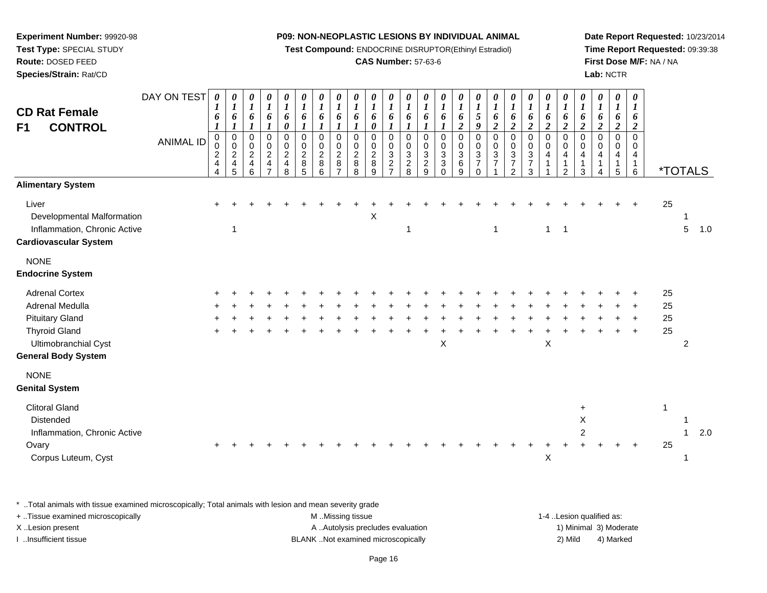**Experiment Number:** 99920-98
**Test Type:** SPECIAL STUDY
**Route:** DOSED FEED
**Species/Strain:** Rat/CD

**P09: NON-NEOPLASTIC LESIONS BY INDIVIDUAL ANIMAL**
**Test Compound:** ENDOCRINE DISRUPTOR(Ethinyl Estradiol)
**CAS Number:** 57-63-6

**Date Report Requested:** 10/23/2014
**Time Report Requested:** 09:39:38
**First Dose M/F:** NA / NA
**Lab:** NCTR

## CD Rat Female F1 CONTROL

| DAY ON TEST | 0161 | 0161 | 0161 | 0161 | 0160 | 0161 | 0161 | 0161 | 0161 | 0160 | 0161 | 0161 | 0161 | 0161 | 0162 | 0159 | 0162 | 0162 | 0162 | 0162 | 0162 | 0162 | 0162 | 0162 | 0162 | *TOTALS | | |
|---|---|---|---|---|---|---|---|---|---|---|---|---|---|---|---|---|---|---|---|---|---|---|---|---|---|---|---|---|
| **ANIMAL ID** | 00244 | 00245 | 00246 | 00247 | 00248 | 00285 | 00286 | 00287 | 00288 | 00289 | 00327 | 00328 | 00329 | 00330 | 00369 | 00370 | 00371 | 00372 | 00373 | 00411 | 00412 | 00413 | 00414 | 00415 | 00416 | | | |
| **Alimentary System** | | | | | | | | | | | | | | | | | | | | | | | | | | | | |
| Liver | + | + | + | + | + | + | + | + | + | + | + | + | + | + | + | + | + | + | + | + | + | + | + | + | + | 25 | | |
| Developmental Malformation | | | | | | | | | | X | | | | | | | | | | | | | | | | | 1 | |
| Inflammation, Chronic Active | | 1 | | | | | | | | | | 1 | | | | | 1 | | | 1 | 1 | | | | | | 5 | 1.0 |
| **Cardiovascular System** | | | | | | | | | | | | | | | | | | | | | | | | | | | | |
| NONE | | | | | | | | | | | | | | | | | | | | | | | | | | | | |
| **Endocrine System** | | | | | | | | | | | | | | | | | | | | | | | | | | | | |
| Adrenal Cortex | + | + | + | + | + | + | + | + | + | + | + | + | + | + | + | + | + | + | + | + | + | + | + | + | + | 25 | | |
| Adrenal Medulla | + | + | + | + | + | + | + | + | + | + | + | + | + | + | + | + | + | + | + | + | + | + | + | + | + | 25 | | |
| Pituitary Gland | + | + | + | + | + | + | + | + | + | + | + | + | + | + | + | + | + | + | + | + | + | + | + | + | + | 25 | | |
| Thyroid Gland | + | + | + | + | + | + | + | + | + | + | + | + | + | + | + | + | + | + | + | + | + | + | + | + | + | 25 | | |
| Ultimobranchial Cyst | | | | | | | | | | | | | | X | | | | | | X | | | | | | | 2 | |
| **General Body System** | | | | | | | | | | | | | | | | | | | | | | | | | | | | |
| NONE | | | | | | | | | | | | | | | | | | | | | | | | | | | | |
| **Genital System** | | | | | | | | | | | | | | | | | | | | | | | | | | | | |
| Clitoral Gland | | | | | | | | | | | | | | | | | | | | | | + | | | | 1 | | |
| Distended | | | | | | | | | | | | | | | | | | | | | | X | | | | | 1 | |
| Inflammation, Chronic Active | | | | | | | | | | | | | | | | | | | | | | 2 | | | | | 1 | 2.0 |
| Ovary | + | + | + | + | + | + | + | + | + | + | + | + | + | + | + | + | + | + | + | + | + | + | + | + | + | 25 | | |
| Corpus Luteum, Cyst | | | | | | | | | | | | | | | | | | | | X | | | | | | | 1 | |

\* ..Total animals with tissue examined microscopically; Total animals with lesion and mean severity grade
+ ..Tissue examined microscopically
X ..Lesion present
I ..Insufficient tissue
M ..Missing tissue
A ..Autolysis precludes evaluation
BLANK ..Not examined microscopically
1-4 ..Lesion qualified as: 1) Minimal 2) Mild 3) Moderate 4) Marked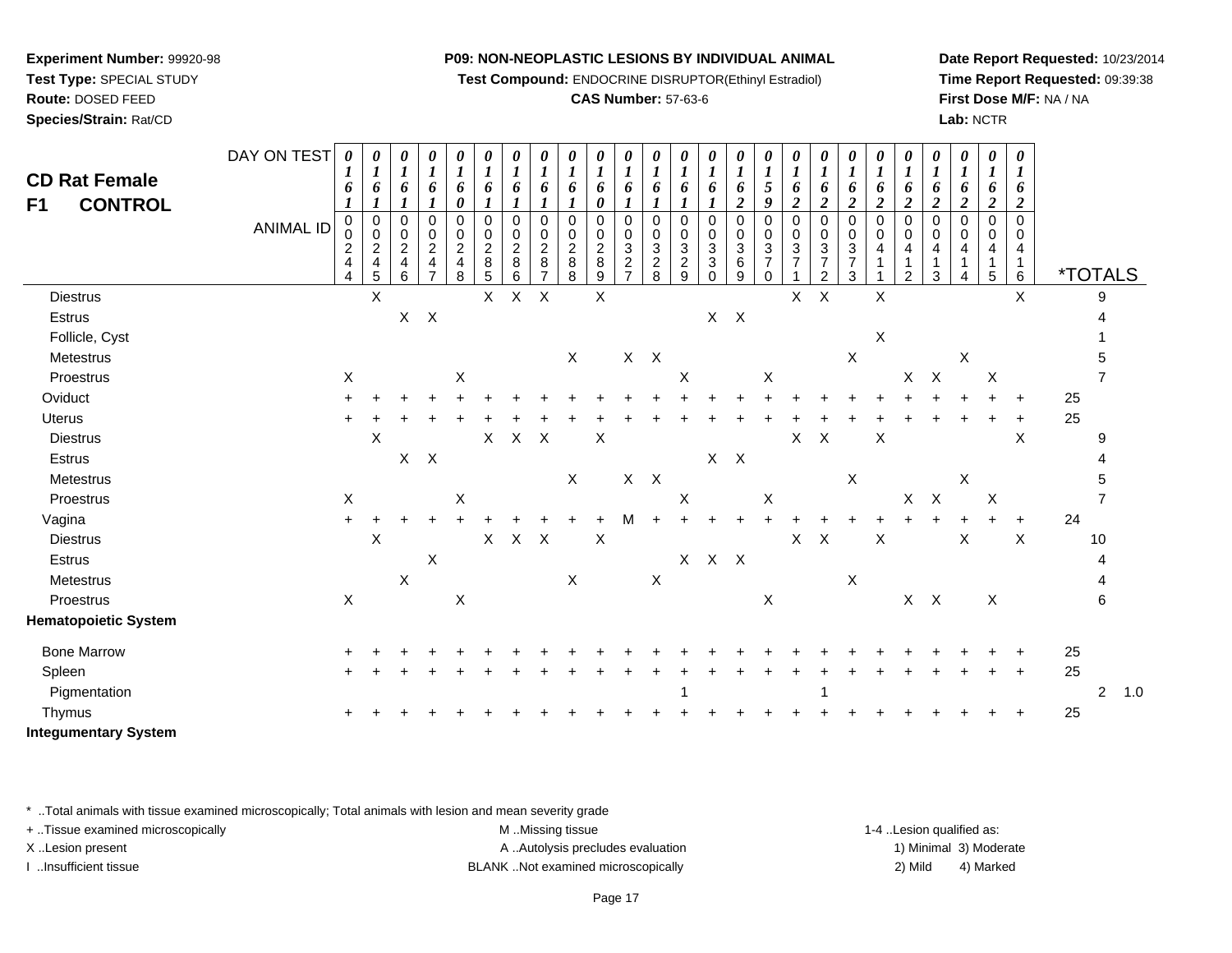**Experiment Number:** 99920-98
**Test Type:** SPECIAL STUDY
**Route:** DOSED FEED
**Species/Strain:** Rat/CD

**P09: NON-NEOPLASTIC LESIONS BY INDIVIDUAL ANIMAL**
**Test Compound:** ENDOCRINE DISRUPTOR(Ethinyl Estradiol)
**CAS Number:** 57-63-6

**Date Report Requested:** 10/23/2014
**Time Report Requested:** 09:39:38
**First Dose M/F:** NA / NA
**Lab:** NCTR

## CD Rat Female F1 CONTROL

| DAY ON TEST | 0161 | 0161 | 0161 | 0161 | 0160 | 0161 | 0161 | 0161 | 0161 | 0160 | 0161 | 0161 | 0161 | 0161 | 0162 | 0159 | 0162 | 0162 | 0162 | 0162 | 0162 | 0162 | 0162 | 0162 | 0162 | |
|---|---|---|---|---|---|---|---|---|---|---|---|---|---|---|---|---|---|---|---|---|---|---|---|---|---|---|
| **ANIMAL ID** | 0244 | 0245 | 0246 | 0247 | 0248 | 0285 | 0286 | 0287 | 0288 | 0289 | 0327 | 0328 | 0329 | 0330 | 0369 | 0370 | 0371 | 0372 | 0373 | 0411 | 0412 | 0413 | 0414 | 0415 | 0416 | ***TOTALS** |
| Diestrus | | X | | | | X | X | X | | X | | | | | | | X | X | | X | | | | | X | 9 |
| Estrus | | | X | X | | | | | | | | | | X | X | | | | | | | | | | | 4 |
| Follicle, Cyst | | | | | | | | | | | | | | | | | | | | X | | | | | | 1 |
| Metestrus | | | | | | | | | X | | X | X | | | | | | | X | | | | X | | | 5 |
| Proestrus | X | | | | X | | | | | | | | X | | | X | | | | | X | X | | X | | 7 |
| Oviduct | + | + | + | + | + | + | + | + | + | + | + | + | + | + | + | + | + | + | + | + | + | + | + | + | + | 25 |
| Uterus | + | + | + | + | + | + | + | + | + | + | + | + | + | + | + | + | + | + | + | + | + | + | + | + | + | 25 |
| Diestrus | | X | | | | X | X | X | | X | | | | | | | X | X | | X | | | | | X | 9 |
| Estrus | | | X | X | | | | | | | | | | X | X | | | | | | | | | | | 4 |
| Metestrus | | | | | | | | | X | | X | X | | | | | | | X | | | | X | | | 5 |
| Proestrus | X | | | | X | | | | | | | | X | | | X | | | | | X | X | | X | | 7 |
| Vagina | + | + | + | + | + | + | + | + | + | + | M | + | + | + | + | + | + | + | + | + | + | + | + | + | + | 24 |
| Diestrus | | X | | | | X | X | X | | X | | | | | | | X | X | | X | | | X | | X | 10 |
| Estrus | | | | X | | | | | | | | | X | X | X | | | | | | | | | | | 4 |
| Metestrus | | | X | | | | | | X | | | X | | | | | | | X | | | | | | | 4 |
| Proestrus | X | | | | X | | | | | | | | | | | X | | | | | X | X | | X | | 6 |
| **Hematopoietic System** | | | | | | | | | | | | | | | | | | | | | | | | | | |
| Bone Marrow | + | + | + | + | + | + | + | + | + | + | + | + | + | + | + | + | + | + | + | + | + | + | + | + | + | 25 |
| Spleen | + | + | + | + | + | + | + | + | + | + | + | + | + | + | + | + | + | + | + | + | + | + | + | + | + | 25 |
| Pigmentation | | | | | | | | | | | | | 1 | | | | | 1 | | | | | | | | 2 1.0 |
| Thymus | + | + | + | + | + | + | + | + | + | + | + | + | + | + | + | + | + | + | + | + | + | + | + | + | + | 25 |
| **Integumentary System** | | | | | | | | | | | | | | | | | | | | | | | | | | |

\* ..Total animals with tissue examined microscopically; Total animals with lesion and mean severity grade
+ ..Tissue examined microscopically
X ..Lesion present
I ..Insufficient tissue
M ..Missing tissue
A ..Autolysis precludes evaluation
BLANK ..Not examined microscopically
1-4 ..Lesion qualified as: 1) Minimal 2) Mild 3) Moderate 4) Marked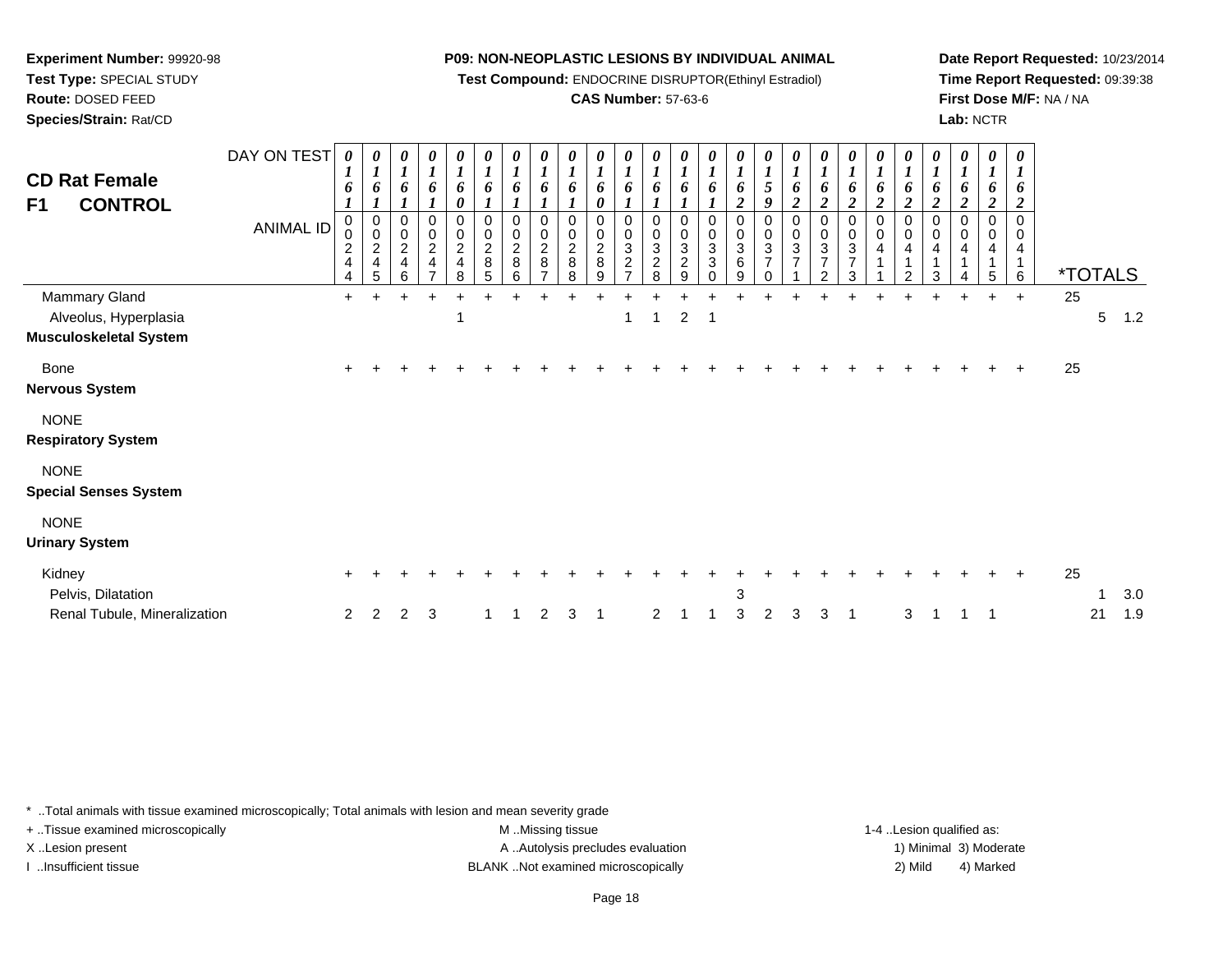**Experiment Number:** 99920-98
**Test Type:** SPECIAL STUDY
**Route:** DOSED FEED
**Species/Strain:** Rat/CD

**P09: NON-NEOPLASTIC LESIONS BY INDIVIDUAL ANIMAL**
**Test Compound:** ENDOCRINE DISRUPTOR(Ethinyl Estradiol)
**CAS Number:** 57-63-6

**Date Report Requested:** 10/23/2014
**Time Report Requested:** 09:39:38
**First Dose M/F:** NA / NA
**Lab:** NCTR

## CD Rat Female
## F1 CONTROL

| DAY ON TEST | 0161 | 0161 | 0161 | 0161 | 0160 | 0161 | 0161 | 0161 | 0161 | 0160 | 0161 | 0161 | 0161 | 0161 | 0162 | 0159 | 0162 | 0162 | 0162 | 0162 | 0162 | 0162 | 0162 | 0162 | 0162 | | | |
|---|---|---|---|---|---|---|---|---|---|---|---|---|---|---|---|---|---|---|---|---|---|---|---|---|---|---|---|---|
| **ANIMAL ID** | 00244 | 00245 | 00246 | 00247 | 00248 | 00285 | 00286 | 00287 | 00288 | 00289 | 00327 | 00328 | 00329 | 00330 | 00369 | 00370 | 00371 | 00372 | 00373 | 00411 | 00412 | 00413 | 00414 | 00415 | 00416 | ***TOTALS** | | |
| Mammary Gland | + | + | + | + | + | + | + | + | + | + | + | + | + | + | + | + | + | + | + | + | + | + | + | + | + | 25 | | |
| Alveolus, Hyperplasia | | | | | 1 | | | | | | 1 | 1 | 2 | 1 | | | | | | | | | | | | | 5 | 1.2 |
| **Musculoskeletal System** | | | | | | | | | | | | | | | | | | | | | | | | | | | | |
| Bone | + | + | + | + | + | + | + | + | + | + | + | + | + | + | + | + | + | + | + | + | + | + | + | + | + | 25 | | |
| **Nervous System** | | | | | | | | | | | | | | | | | | | | | | | | | | | | |
| NONE | | | | | | | | | | | | | | | | | | | | | | | | | | | | |
| **Respiratory System** | | | | | | | | | | | | | | | | | | | | | | | | | | | | |
| NONE | | | | | | | | | | | | | | | | | | | | | | | | | | | | |
| **Special Senses System** | | | | | | | | | | | | | | | | | | | | | | | | | | | | |
| NONE | | | | | | | | | | | | | | | | | | | | | | | | | | | | |
| **Urinary System** | | | | | | | | | | | | | | | | | | | | | | | | | | | | |
| Kidney | + | + | + | + | + | + | + | + | + | + | + | + | + | + | + | + | + | + | + | + | + | + | + | + | + | 25 | | |
| Pelvis, Dilatation | | | | | | | | | | | | | | | 3 | | | | | | | | | | | | 1 | 3.0 |
| Renal Tubule, Mineralization | 2 | 2 | 2 | 3 | | 1 | 1 | 2 | 3 | 1 | | 2 | 1 | 1 | 3 | 2 | 3 | 3 | 1 | | 3 | 1 | 1 | 1 | | | 21 | 1.9 |

* ..Total animals with tissue examined microscopically; Total animals with lesion and mean severity grade
+ ..Tissue examined microscopically
X ..Lesion present
I ..Insufficient tissue

M ..Missing tissue
A ..Autolysis precludes evaluation
BLANK ..Not examined microscopically

1-4 ..Lesion qualified as:
1) Minimal 3) Moderate
2) Mild 4) Marked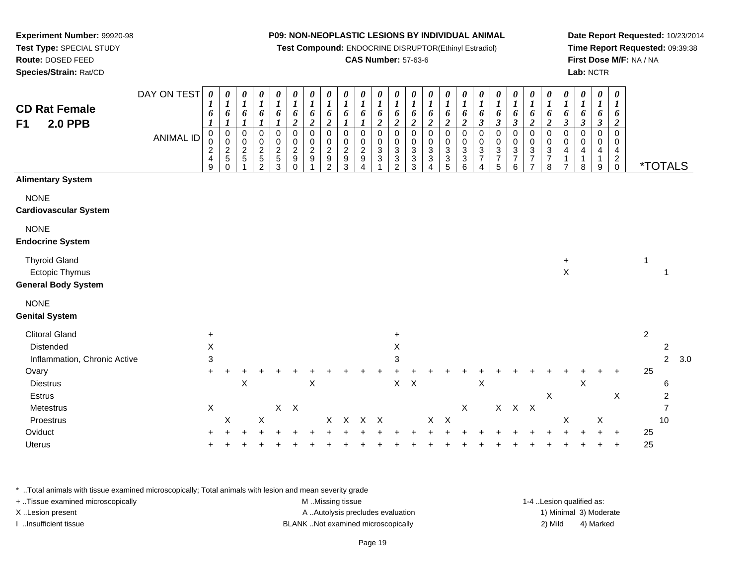**Experiment Number:** 99920-98
**Test Type:** SPECIAL STUDY
**Route:** DOSED FEED
**Species/Strain:** Rat/CD

**P09: NON-NEOPLASTIC LESIONS BY INDIVIDUAL ANIMAL**
**Test Compound:** ENDOCRINE DISRUPTOR(Ethinyl Estradiol)
**CAS Number:** 57-63-6

**Date Report Requested:** 10/23/2014
**Time Report Requested:** 09:39:38
**First Dose M/F:** NA / NA
**Lab:** NCTR

## CD Rat Female F1 2.0 PPB

| DAY ON TEST | 0161 | 0161 | 0161 | 0161 | 0161 | 0162 | 0162 | 0162 | 0161 | 0161 | 0162 | 0162 | 0162 | 0162 | 0162 | 0162 | 0163 | 0163 | 0163 | 0162 | 0162 | 0163 | 0163 | 0163 | 0162 | | | |
|---|---|---|---|---|---|---|---|---|---|---|---|---|---|---|---|---|---|---|---|---|---|---|---|---|---|---|---|---|
| **ANIMAL ID** | 00249 | 00250 | 00251 | 00252 | 00253 | 00290 | 00291 | 00292 | 00293 | 00294 | 00331 | 00332 | 00333 | 00334 | 00335 | 00336 | 00374 | 00375 | 00376 | 00377 | 00378 | 00417 | 00418 | 00419 | 00420 | ***TOTALS** | | |
| **Alimentary System** | | | | | | | | | | | | | | | | | | | | | | | | | | | | |
| NONE | | | | | | | | | | | | | | | | | | | | | | | | | | | | |
| **Cardiovascular System** | | | | | | | | | | | | | | | | | | | | | | | | | | | | |
| NONE | | | | | | | | | | | | | | | | | | | | | | | | | | | | |
| **Endocrine System** | | | | | | | | | | | | | | | | | | | | | | | | | | | | |
| Thyroid Gland | | | | | | | | | | | | | | | | | | | | | | + | | | | 1 | | |
| Ectopic Thymus | | | | | | | | | | | | | | | | | | | | | | X | | | | | 1 | |
| **General Body System** | | | | | | | | | | | | | | | | | | | | | | | | | | | | |
| NONE | | | | | | | | | | | | | | | | | | | | | | | | | | | | |
| **Genital System** | | | | | | | | | | | | | | | | | | | | | | | | | | | | |
| Clitoral Gland | + | | | | | | | | | | | + | | | | | | | | | | | | | | 2 | | |
| Distended | X | | | | | | | | | | | X | | | | | | | | | | | | | | | 2 | |
| Inflammation, Chronic Active | 3 | | | | | | | | | | | 3 | | | | | | | | | | | | | | | 2 | 3.0 |
| Ovary | + | + | + | + | + | + | + | + | + | + | + | + | + | + | + | + | + | + | + | + | + | + | + | + | + | 25 | | |
| Diestrus | | | X | | | | X | | | | | X | X | | | | X | | | | | | X | | | | 6 | |
| Estrus | | | | | | | | | | | | | | | | | | | | | X | | | | X | | 2 | |
| Metestrus | X | | | | X | X | | | | | | | | | | X | | X | X | X | | | | | | | 7 | |
| Proestrus | | X | | X | | | | X | X | X | X | | | X | X | | | | | | | X | | X | | | 10 | |
| Oviduct | + | + | + | + | + | + | + | + | + | + | + | + | + | + | + | + | + | + | + | + | + | + | + | + | + | 25 | | |
| Uterus | + | + | + | + | + | + | + | + | + | + | + | + | + | + | + | + | + | + | + | + | + | + | + | + | + | 25 | | |

\* ..Total animals with tissue examined microscopically; Total animals with lesion and mean severity grade
+ ..Tissue examined microscopically
X ..Lesion present
I ..Insufficient tissue

M ..Missing tissue
A ..Autolysis precludes evaluation
BLANK ..Not examined microscopically

1-4 ..Lesion qualified as:
1) Minimal 3) Moderate
2) Mild 4) Marked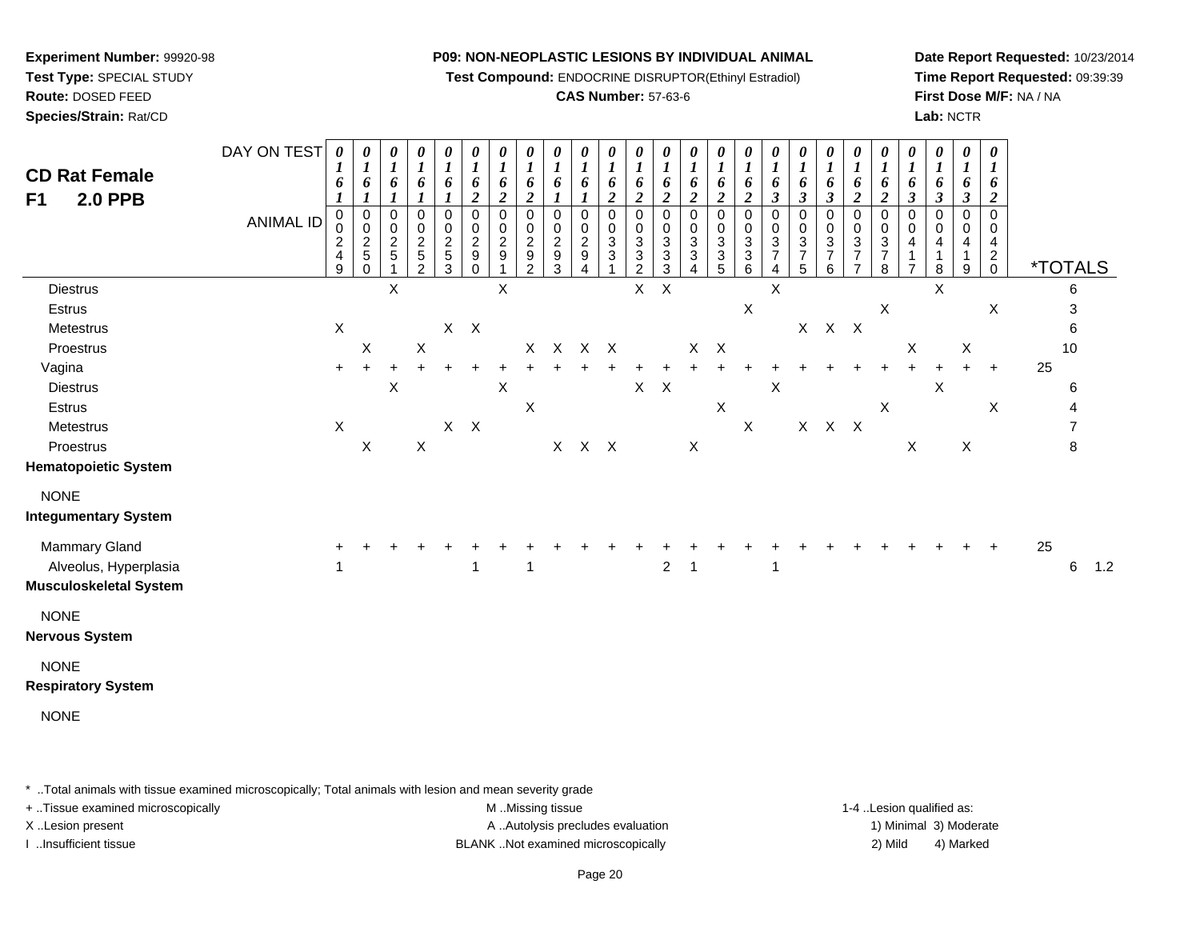**Experiment Number:** 99920-98
**Test Type:** SPECIAL STUDY
**Route:** DOSED FEED
**Species/Strain:** Rat/CD

**P09: NON-NEOPLASTIC LESIONS BY INDIVIDUAL ANIMAL**
**Test Compound:** ENDOCRINE DISRUPTOR(Ethinyl Estradiol)
**CAS Number:** 57-63-6

**Date Report Requested:** 10/23/2014
**Time Report Requested:** 09:39:39
**First Dose M/F:** NA / NA
**Lab:** NCTR

## CD Rat Female F1 2.0 PPB

| DAY ON TEST | 0161 | 0161 | 0161 | 0161 | 0161 | 0162 | 0162 | 0162 | 0161 | 0161 | 0162 | 0162 | 0162 | 0162 | 0162 | 0162 | 0163 | 0163 | 0163 | 0162 | 0162 | 0163 | 0163 | 0163 | 0162 | |
|---|---|---|---|---|---|---|---|---|---|---|---|---|---|---|---|---|---|---|---|---|---|---|---|---|---|---|
| **ANIMAL ID** | 0249 | 0250 | 0251 | 0252 | 0253 | 0290 | 0291 | 0292 | 0293 | 0294 | 0331 | 0332 | 0333 | 0334 | 0335 | 0336 | 0374 | 0375 | 0376 | 0377 | 0378 | 0417 | 0418 | 0419 | 0420 | ***TOTALS** |
| Diestrus | | | X | | | | X | | | | | X | X | | | | X | | | | | | X | | | 6 |
| Estrus | | | | | | | | | | | | | | | | X | | | | | X | | | | X | 3 |
| Metestrus | X | | | | X | X | | | | | | | | | | | | X | X | X | | | | | | 6 |
| Proestrus | | X | | X | | | | X | X | X | X | | | X | X | | | | | | | X | | X | | 10 |
| Vagina | + | + | + | + | + | + | + | + | + | + | + | + | + | + | + | + | + | + | + | + | + | + | + | + | + | 25 |
| Diestrus | | | X | | | | X | | | | | X | X | | | | X | | | | | | X | | | 6 |
| Estrus | | | | | | | | X | | | | | | | X | | | | | | X | | | | X | 4 |
| Metestrus | X | | | | X | X | | | | | | | | | | X | | X | X | X | | | | | | 7 |
| Proestrus | | X | | X | | | | | X | X | X | | | X | | | | | | | | X | | X | | 8 |
| **Hematopoietic System** | | | | | | | | | | | | | | | | | | | | | | | | | | |
| NONE | | | | | | | | | | | | | | | | | | | | | | | | | | |
| **Integumentary System** | | | | | | | | | | | | | | | | | | | | | | | | | | |
| Mammary Gland | + | + | + | + | + | + | + | + | + | + | + | + | + | + | + | + | + | + | + | + | + | + | + | + | + | 25 |
| Alveolus, Hyperplasia | 1 | | | | | 1 | | 1 | | | | | 2 | 1 | | | 1 | | | | | | | | | 6 1.2 |
| **Musculoskeletal System** | | | | | | | | | | | | | | | | | | | | | | | | | | |
| NONE | | | | | | | | | | | | | | | | | | | | | | | | | | |
| **Nervous System** | | | | | | | | | | | | | | | | | | | | | | | | | | |
| NONE | | | | | | | | | | | | | | | | | | | | | | | | | | |
| **Respiratory System** | | | | | | | | | | | | | | | | | | | | | | | | | | |
| NONE | | | | | | | | | | | | | | | | | | | | | | | | | | |

* ..Total animals with tissue examined microscopically; Total animals with lesion and mean severity grade
+ ..Tissue examined microscopically
X ..Lesion present
I ..Insufficient tissue

M ..Missing tissue
A ..Autolysis precludes evaluation
BLANK ..Not examined microscopically

1-4 ..Lesion qualified as:
1) Minimal 3) Moderate
2) Mild 4) Marked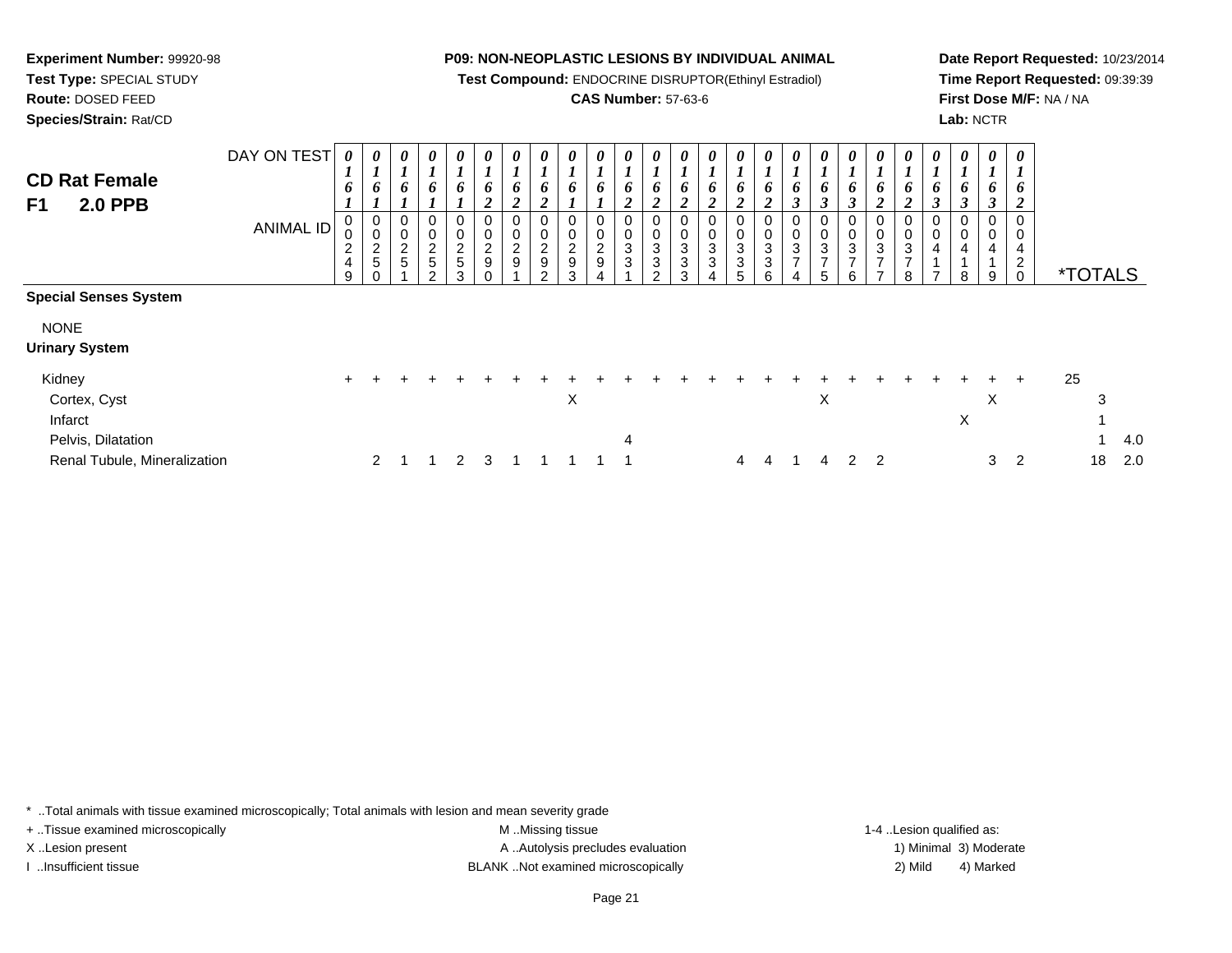**Experiment Number:** 99920-98
**Test Type:** SPECIAL STUDY
**Route:** DOSED FEED
**Species/Strain:** Rat/CD

**P09: NON-NEOPLASTIC LESIONS BY INDIVIDUAL ANIMAL**
**Test Compound:** ENDOCRINE DISRUPTOR(Ethinyl Estradiol)
**CAS Number:** 57-63-6

**Date Report Requested:** 10/23/2014
**Time Report Requested:** 09:39:39
**First Dose M/F:** NA / NA
**Lab:** NCTR

## CD Rat Female
## F1 2.0 PPB

| DAY ON TEST | 0161 | 0161 | 0161 | 0161 | 0161 | 0162 | 0162 | 0162 | 0161 | 0161 | 0162 | 0162 | 0162 | 0162 | 0162 | 0162 | 0163 | 0163 | 0163 | 0162 | 0162 | 0163 | 0163 | 0163 | 0162 | | |
|---|---|---|---|---|---|---|---|---|---|---|---|---|---|---|---|---|---|---|---|---|---|---|---|---|---|---|---|
| **ANIMAL ID** | 0249 | 0250 | 0251 | 0252 | 0253 | 0290 | 0291 | 0292 | 0293 | 0294 | 0331 | 0332 | 0333 | 0334 | 0335 | 0336 | 0374 | 0375 | 0376 | 0377 | 0378 | 0417 | 0418 | 0419 | 0420 | ***TOTALS** | |
| **Special Senses System** | | | | | | | | | | | | | | | | | | | | | | | | | | | |
| NONE | | | | | | | | | | | | | | | | | | | | | | | | | | | |
| **Urinary System** | | | | | | | | | | | | | | | | | | | | | | | | | | | |
| Kidney | + | + | + | + | + | + | + | + | + | + | + | + | + | + | + | + | + | + | + | + | + | + | + | + | + | 25 | |
| Cortex, Cyst | | | | | | | | | X | | | | | | | | | X | | | | | | X | | 3 | |
| Infarct | | | | | | | | | | | | | | | | | | | | | | | X | | | 1 | |
| Pelvis, Dilatation | | | | | | | | | | | 4 | | | | | | | | | | | | | | | 1 | 4.0 |
| Renal Tubule, Mineralization | | 2 | 1 | 1 | 2 | 3 | 1 | 1 | 1 | 1 | 1 | | | | 4 | 4 | 1 | 4 | 2 | 2 | | | | 3 | 2 | 18 | 2.0 |

* ..Total animals with tissue examined microscopically; Total animals with lesion and mean severity grade
+ ..Tissue examined microscopically
X ..Lesion present
I ..Insufficient tissue

M ..Missing tissue
A ..Autolysis precludes evaluation
BLANK ..Not examined microscopically

1-4 ..Lesion qualified as:
1) Minimal 3) Moderate
2) Mild 4) Marked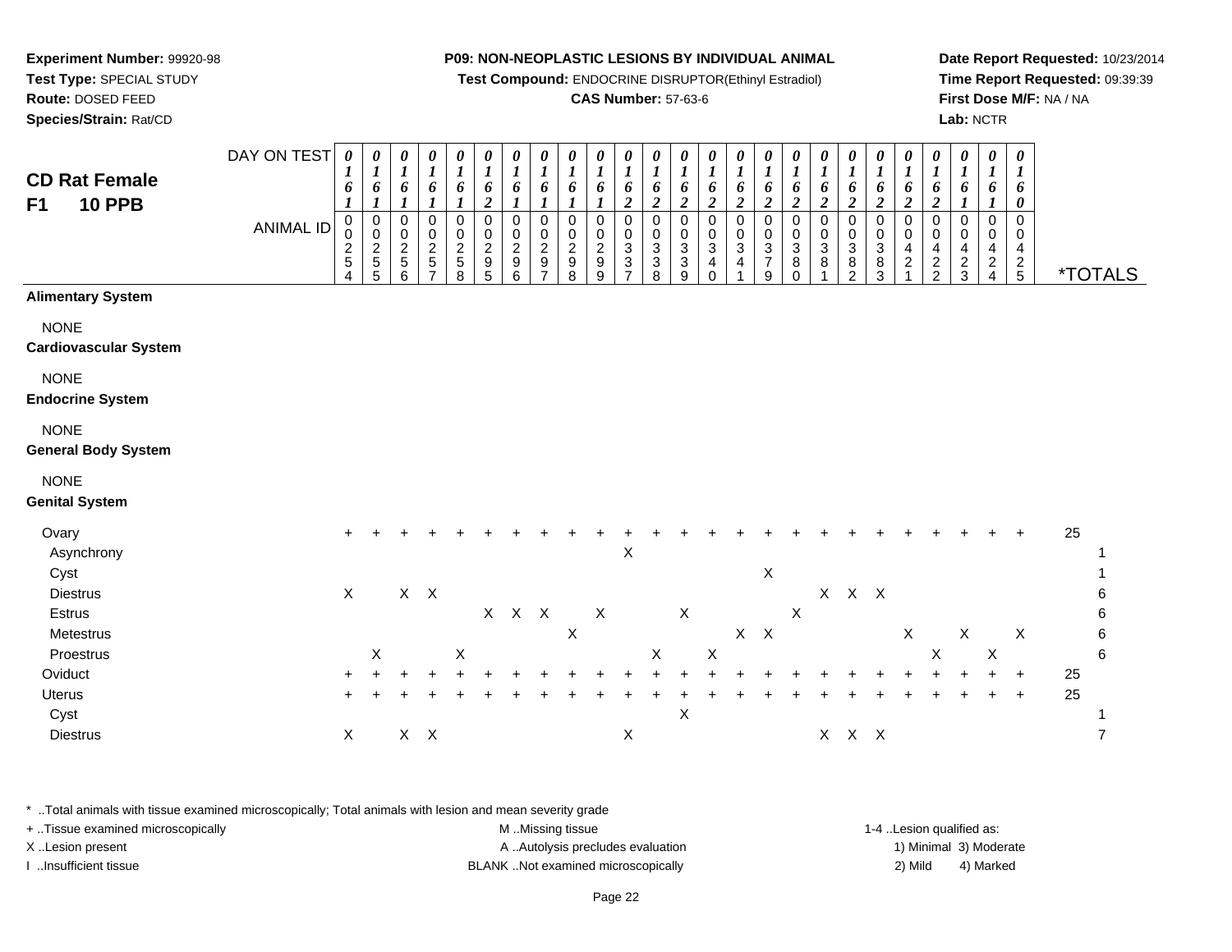**Experiment Number:** 99920-98
**Test Type:** SPECIAL STUDY
**Route:** DOSED FEED
**Species/Strain:** Rat/CD

**P09: NON-NEOPLASTIC LESIONS BY INDIVIDUAL ANIMAL**
**Test Compound:** ENDOCRINE DISRUPTOR(Ethinyl Estradiol)
**CAS Number:** 57-63-6

**Date Report Requested:** 10/23/2014
**Time Report Requested:** 09:39:39
**First Dose M/F:** NA / NA
**Lab:** NCTR

## CD Rat Female F1 10 PPB

| DAY ON TEST | 0161 | 0161 | 0161 | 0161 | 0161 | 0162 | 0161 | 0161 | 0161 | 0161 | 0162 | 0162 | 0162 | 0162 | 0162 | 0162 | 0162 | 0162 | 0162 | 0162 | 0162 | 0162 | 0161 | 0161 | 0160 | |
|---|---|---|---|---|---|---|---|---|---|---|---|---|---|---|---|---|---|---|---|---|---|---|---|---|---|---|
| **ANIMAL ID** | 0254 | 0255 | 0256 | 0257 | 0258 | 0295 | 0296 | 0297 | 0298 | 0299 | 0337 | 0338 | 0339 | 0340 | 0341 | 0379 | 0380 | 0381 | 0382 | 0383 | 0421 | 0422 | 0423 | 0424 | 0425 | ***TOTALS** |
| **Alimentary System** | | | | | | | | | | | | | | | | | | | | | | | | | | |
| NONE | | | | | | | | | | | | | | | | | | | | | | | | | | |
| **Cardiovascular System** | | | | | | | | | | | | | | | | | | | | | | | | | | |
| NONE | | | | | | | | | | | | | | | | | | | | | | | | | | |
| **Endocrine System** | | | | | | | | | | | | | | | | | | | | | | | | | | |
| NONE | | | | | | | | | | | | | | | | | | | | | | | | | | |
| **General Body System** | | | | | | | | | | | | | | | | | | | | | | | | | | |
| NONE | | | | | | | | | | | | | | | | | | | | | | | | | | |
| **Genital System** | | | | | | | | | | | | | | | | | | | | | | | | | | |
| Ovary | + | + | + | + | + | + | + | + | + | + | + | + | + | + | + | + | + | + | + | + | + | + | + | + | + | 25 |
| Asynchrony | | | | | | | | | | | X | | | | | | | | | | | | | | | 1 |
| Cyst | | | | | | | | | | | | | | | | X | | | | | | | | | | 1 |
| Diestrus | X | | X | X | | | | | | | | | | | | | | X | X | X | | | | | | 6 |
| Estrus | | | | | | X | X | X | | X | | | X | | | | X | | | | | | | | | 6 |
| Metestrus | | | | | | | | | X | | | | | | X | X | | | | | X | | X | | X | 6 |
| Proestrus | | X | | | X | | | | | | | X | | X | | | | | | | | X | | X | | 6 |
| Oviduct | + | + | + | + | + | + | + | + | + | + | + | + | + | + | + | + | + | + | + | + | + | + | + | + | + | 25 |
| Uterus | + | + | + | + | + | + | + | + | + | + | + | + | + | + | + | + | + | + | + | + | + | + | + | + | + | 25 |
| Cyst | | | | | | | | | | | | | X | | | | | | | | | | | | | 1 |
| Diestrus | X | | X | X | | | | | | | X | | | | | | | X | X | X | | | | | | 7 |

* ..Total animals with tissue examined microscopically; Total animals with lesion and mean severity grade
+ ..Tissue examined microscopically
X ..Lesion present
I ..Insufficient tissue

M ..Missing tissue
A ..Autolysis precludes evaluation
BLANK ..Not examined microscopically

1-4 ..Lesion qualified as:
1) Minimal 3) Moderate
2) Mild 4) Marked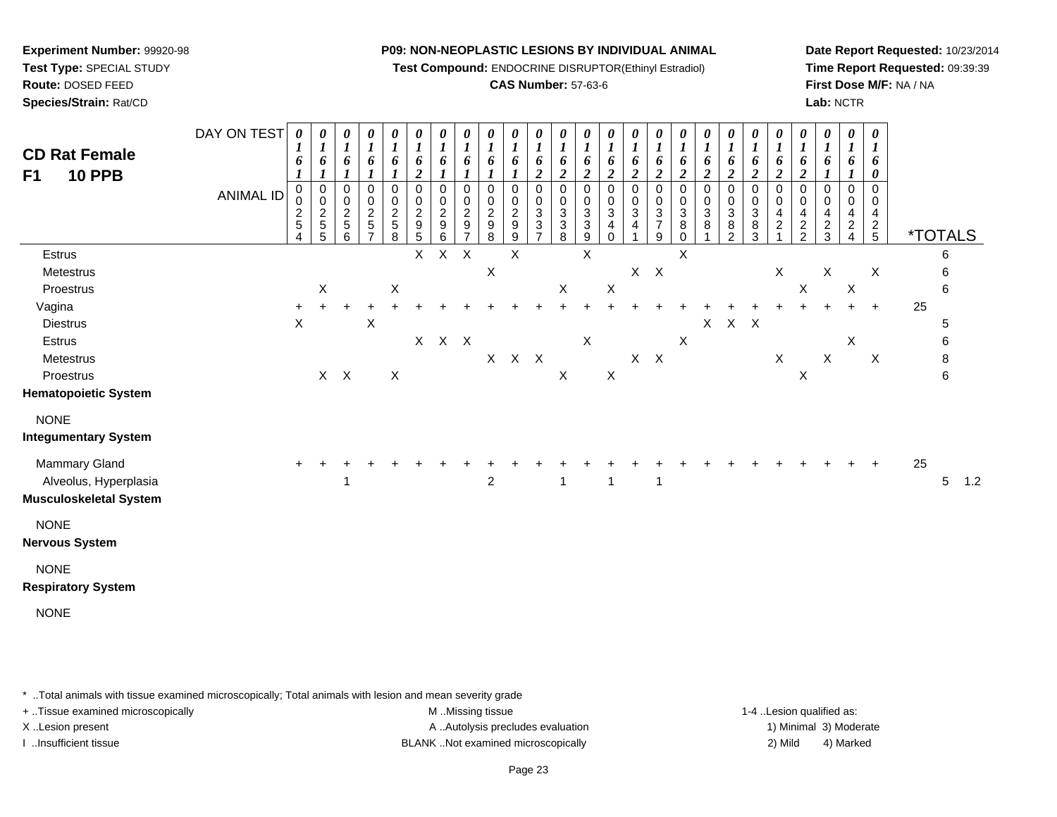**Experiment Number:** 99920-98
**Test Type:** SPECIAL STUDY
**Route:** DOSED FEED
**Species/Strain:** Rat/CD

**P09: NON-NEOPLASTIC LESIONS BY INDIVIDUAL ANIMAL**
**Test Compound:** ENDOCRINE DISRUPTOR(Ethinyl Estradiol)
**CAS Number:** 57-63-6

**Date Report Requested:** 10/23/2014
**Time Report Requested:** 09:39:39
**First Dose M/F:** NA / NA
**Lab:** NCTR

## CD Rat Female
## F1 10 PPB

| DAY ON TEST | 0161 | 0161 | 0161 | 0161 | 0161 | 0162 | 0161 | 0161 | 0161 | 0161 | 0162 | 0162 | 0162 | 0162 | 0162 | 0162 | 0162 | 0162 | 0162 | 0162 | 0162 | 0162 | 0161 | 0161 | 0160 | | |
|---|---|---|---|---|---|---|---|---|---|---|---|---|---|---|---|---|---|---|---|---|---|---|---|---|---|---|---|
| **ANIMAL ID** | 00254 | 00255 | 00256 | 00257 | 00258 | 00295 | 00296 | 00297 | 00298 | 00299 | 00337 | 00338 | 00339 | 00340 | 00341 | 00379 | 00380 | 00381 | 00382 | 00383 | 00421 | 00422 | 00423 | 00424 | 00425 | ***TOTALS** | |
| Estrus | | | | | | X | X | X | | X | | | X | | | | X | | | | | | | | | 6 | |
| Metestrus | | | | | | | | | X | | | | | | X | X | | | | | X | | X | | X | 6 | |
| Proestrus | | X | | | X | | | | | | | X | | X | | | | | | | | X | | X | | 6 | |
| Vagina | + | + | + | + | + | + | + | + | + | + | + | + | + | + | + | + | + | + | + | + | + | + | + | + | + | 25 | |
| Diestrus | X | | | X | | | | | | | | | | | | | | X | X | X | | | | | | 5 | |
| Estrus | | | | | | X | X | X | | | | | X | | | | X | | | | | | | X | | 6 | |
| Metestrus | | | | | | | | | X | X | X | | | | X | X | | | | | X | | X | | X | 8 | |
| Proestrus | | X | X | | X | | | | | | | X | | X | | | | | | | | X | | | | 6 | |
| **Hematopoietic System** | | | | | | | | | | | | | | | | | | | | | | | | | | | |
| NONE | | | | | | | | | | | | | | | | | | | | | | | | | | | |
| **Integumentary System** | | | | | | | | | | | | | | | | | | | | | | | | | | | |
| Mammary Gland | + | + | + | + | + | + | + | + | + | + | + | + | + | + | + | + | + | + | + | + | + | + | + | + | + | 25 | |
| Alveolus, Hyperplasia | | | 1 | | | | | | 2 | | | 1 | | 1 | | 1 | | | | | | | | | | 5 | 1.2 |
| **Musculoskeletal System** | | | | | | | | | | | | | | | | | | | | | | | | | | | |
| NONE | | | | | | | | | | | | | | | | | | | | | | | | | | | |
| **Nervous System** | | | | | | | | | | | | | | | | | | | | | | | | | | | |
| NONE | | | | | | | | | | | | | | | | | | | | | | | | | | | |
| **Respiratory System** | | | | | | | | | | | | | | | | | | | | | | | | | | | |
| NONE | | | | | | | | | | | | | | | | | | | | | | | | | | | |

\* ..Total animals with tissue examined microscopically; Total animals with lesion and mean severity grade
+ ..Tissue examined microscopically
X ..Lesion present
I ..Insufficient tissue

M ..Missing tissue
A ..Autolysis precludes evaluation
BLANK ..Not examined microscopically

1-4 ..Lesion qualified as:
1) Minimal 3) Moderate
2) Mild 4) Marked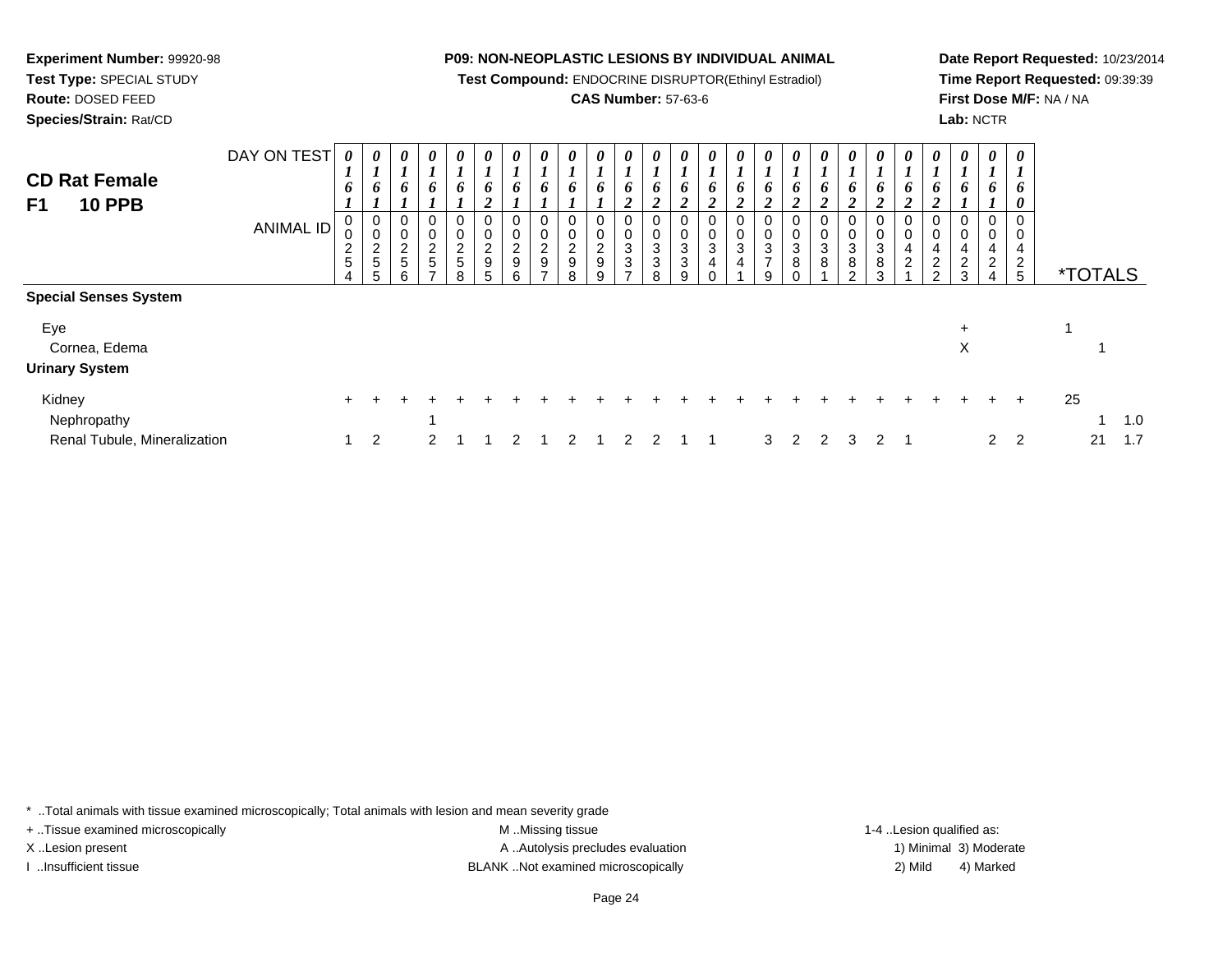**Experiment Number:** 99920-98
**Test Type:** SPECIAL STUDY
**Route:** DOSED FEED
**Species/Strain:** Rat/CD

**P09: NON-NEOPLASTIC LESIONS BY INDIVIDUAL ANIMAL**
**Test Compound:** ENDOCRINE DISRUPTOR(Ethinyl Estradiol)
**CAS Number:** 57-63-6

**Date Report Requested:** 10/23/2014
**Time Report Requested:** 09:39:39
**First Dose M/F:** NA / NA
**Lab:** NCTR

## CD Rat Female F1 10 PPB

| DAY ON TEST | 0161 | 0161 | 0161 | 0161 | 0161 | 0162 | 0161 | 0161 | 0161 | 0161 | 0162 | 0162 | 0162 | 0162 | 0162 | 0162 | 0162 | 0162 | 0162 | 0162 | 0162 | 0162 | 0161 | 0161 | 0160 | |
|---|---|---|---|---|---|---|---|---|---|---|---|---|---|---|---|---|---|---|---|---|---|---|---|---|---|---|
| **ANIMAL ID** | 00254 | 00255 | 00256 | 00257 | 00258 | 00295 | 00296 | 00297 | 00298 | 00299 | 00337 | 00338 | 00339 | 00340 | 00341 | 00379 | 00380 | 00381 | 00382 | 00383 | 00421 | 00422 | 00423 | 00424 | 00425 | ***TOTALS** |
| **Special Senses System** | | | | | | | | | | | | | | | | | | | | | | | | | | |
| Eye | | | | | | | | | | | | | | | | | | | | | | | + | | | 1 |
| Cornea, Edema | | | | | | | | | | | | | | | | | | | | | | | X | | | 1 |
| **Urinary System** | | | | | | | | | | | | | | | | | | | | | | | | | | |
| Kidney | + | + | + | + | + | + | + | + | + | + | + | + | + | + | + | + | + | + | + | + | + | + | + | + | + | 25 |
| Nephropathy | | | | 1 | | | | | | | | | | | | | | | | | | | | | | 1 1.0 |
| Renal Tubule, Mineralization | 1 | 2 | | 2 | 1 | 1 | 2 | 1 | 2 | 1 | 2 | 2 | 1 | 1 | | 3 | 2 | 2 | 3 | 2 | 1 | | | 2 | 2 | 21 1.7 |

\* ..Total animals with tissue examined microscopically; Total animals with lesion and mean severity grade
+ ..Tissue examined microscopically
X ..Lesion present
I ..Insufficient tissue
M ..Missing tissue
A ..Autolysis precludes evaluation
BLANK ..Not examined microscopically
1-4 ..Lesion qualified as:
1) Minimal 3) Moderate
2) Mild 4) Marked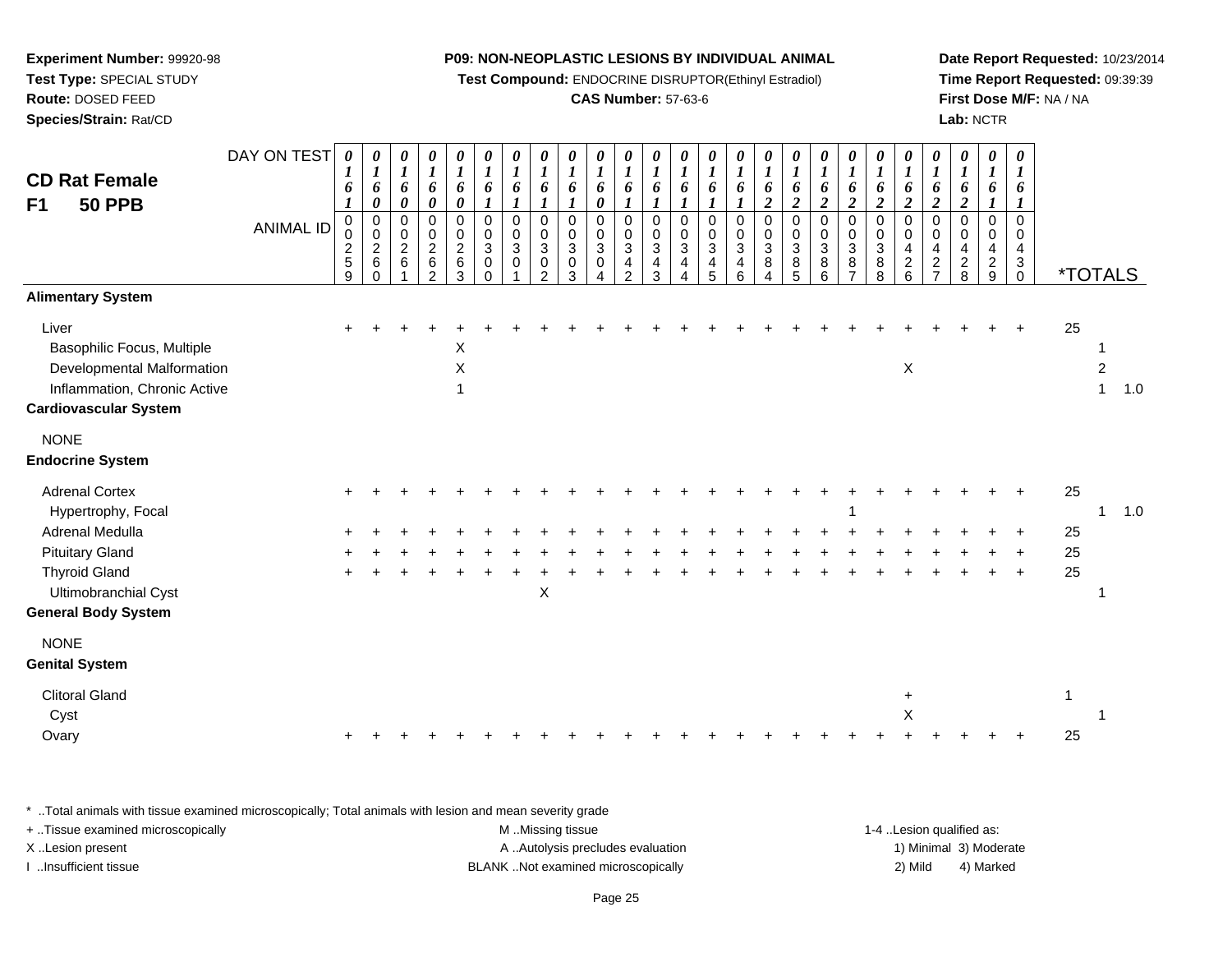**Experiment Number:** 99920-98
**Test Type:** SPECIAL STUDY
**Route:** DOSED FEED
**Species/Strain:** Rat/CD

**P09: NON-NEOPLASTIC LESIONS BY INDIVIDUAL ANIMAL**
**Test Compound:** ENDOCRINE DISRUPTOR(Ethinyl Estradiol)
**CAS Number:** 57-63-6

**Date Report Requested:** 10/23/2014
**Time Report Requested:** 09:39:39
**First Dose M/F:** NA / NA
**Lab:** NCTR

## CD Rat Female F1 50 PPB

| DAY ON TEST | 0161 | 0160 | 0160 | 0160 | 0160 | 0161 | 0161 | 0161 | 0161 | 0160 | 0161 | 0161 | 0161 | 0161 | 0161 | 0162 | 0162 | 0162 | 0162 | 0162 | 0162 | 0162 | 0162 | 0161 | 0161 | |
|---|---|---|---|---|---|---|---|---|---|---|---|---|---|---|---|---|---|---|---|---|---|---|---|---|---|---|
| **ANIMAL ID** | 00259 | 00260 | 00261 | 00262 | 00263 | 00300 | 00301 | 00302 | 00303 | 00304 | 00342 | 00343 | 00344 | 00345 | 00346 | 00384 | 00385 | 00386 | 00387 | 00388 | 00426 | 00427 | 00428 | 00429 | 00430 | ***TOTALS** |
| **Alimentary System** | | | | | | | | | | | | | | | | | | | | | | | | | | |
| Liver | + | + | + | + | + | + | + | + | + | + | + | + | + | + | + | + | + | + | + | + | + | + | + | + | + | 25 |
| Basophilic Focus, Multiple | | | | | X | | | | | | | | | | | | | | | | | | | | | 1 |
| Developmental Malformation | | | | | X | | | | | | | | | | | | | | | | X | | | | | 2 |
| Inflammation, Chronic Active | | | | | 1 | | | | | | | | | | | | | | | | | | | | | 1 1.0 |
| **Cardiovascular System** | | | | | | | | | | | | | | | | | | | | | | | | | | |
| NONE | | | | | | | | | | | | | | | | | | | | | | | | | | |
| **Endocrine System** | | | | | | | | | | | | | | | | | | | | | | | | | | |
| Adrenal Cortex | + | + | + | + | + | + | + | + | + | + | + | + | + | + | + | + | + | + | + | + | + | + | + | + | + | 25 |
| Hypertrophy, Focal | | | | | | | | | | | | | | | | | | | 1 | | | | | | | 1 1.0 |
| Adrenal Medulla | + | + | + | + | + | + | + | + | + | + | + | + | + | + | + | + | + | + | + | + | + | + | + | + | + | 25 |
| Pituitary Gland | + | + | + | + | + | + | + | + | + | + | + | + | + | + | + | + | + | + | + | + | + | + | + | + | + | 25 |
| Thyroid Gland | + | + | + | + | + | + | + | + | + | + | + | + | + | + | + | + | + | + | + | + | + | + | + | + | + | 25 |
| Ultimobranchial Cyst | | | | | | | | X | | | | | | | | | | | | | | | | | | 1 |
| **General Body System** | | | | | | | | | | | | | | | | | | | | | | | | | | |
| NONE | | | | | | | | | | | | | | | | | | | | | | | | | | |
| **Genital System** | | | | | | | | | | | | | | | | | | | | | | | | | | |
| Clitoral Gland | | | | | | | | | | | | | | | | | | | | | + | | | | | 1 |
| Cyst | | | | | | | | | | | | | | | | | | | | | X | | | | | 1 |
| Ovary | + | + | + | + | + | + | + | + | + | + | + | + | + | + | + | + | + | + | + | + | + | + | + | + | + | 25 |

\* ..Total animals with tissue examined microscopically; Total animals with lesion and mean severity grade
\+ ..Tissue examined microscopically
X ..Lesion present
I ..Insufficient tissue

M ..Missing tissue
A ..Autolysis precludes evaluation
BLANK ..Not examined microscopically

1-4 ..Lesion qualified as:
1) Minimal 3) Moderate
2) Mild 4) Marked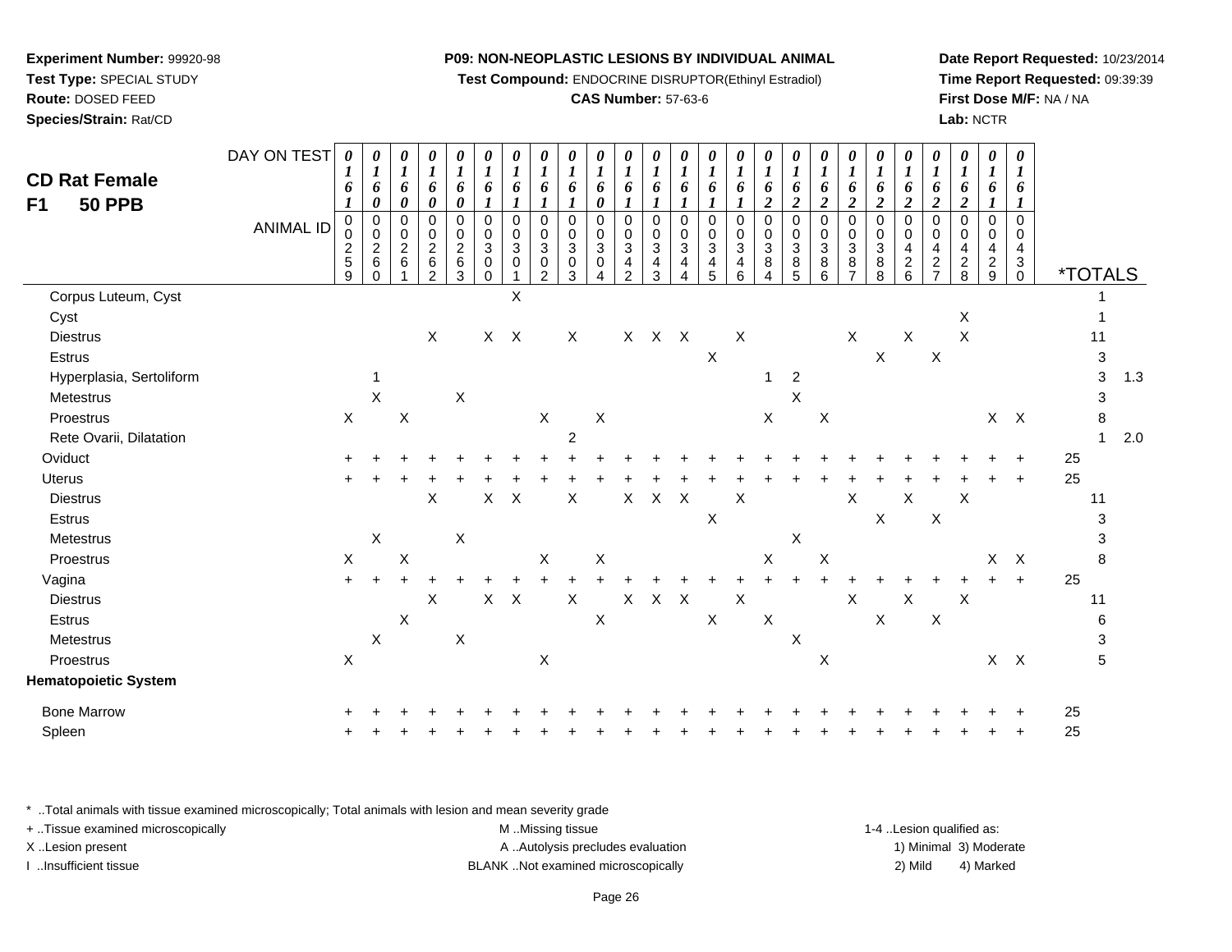**Experiment Number:** 99920-98
**Test Type:** SPECIAL STUDY
**Route:** DOSED FEED
**Species/Strain:** Rat/CD

**P09: NON-NEOPLASTIC LESIONS BY INDIVIDUAL ANIMAL**
**Test Compound:** ENDOCRINE DISRUPTOR(Ethinyl Estradiol)
**CAS Number:** 57-63-6

**Date Report Requested:** 10/23/2014
**Time Report Requested:** 09:39:39
**First Dose M/F:** NA / NA
**Lab:** NCTR

## CD Rat Female
## F1 50 PPB

| DAY ON TEST | 0161 | 0160 | 0160 | 0160 | 0160 | 0161 | 0161 | 0161 | 0161 | 0160 | 0161 | 0161 | 0161 | 0161 | 0161 | 0162 | 0162 | 0162 | 0162 | 0162 | 0162 | 0162 | 0162 | 0161 | 0161 | | | |
|---|---|---|---|---|---|---|---|---|---|---|---|---|---|---|---|---|---|---|---|---|---|---|---|---|---|---|---|---|
| **ANIMAL ID** | 00259 | 00260 | 00261 | 00262 | 00263 | 00300 | 00301 | 00302 | 00303 | 00304 | 00342 | 00343 | 00344 | 00345 | 00346 | 00384 | 00385 | 00386 | 00387 | 00388 | 00426 | 00427 | 00428 | 00429 | 00430 | ***TOTALS** | | |
| Corpus Luteum, Cyst | | | | | | | X | | | | | | | | | | | | | | | | | | | | 1 | |
| Cyst | | | | | | | | | | | | | | | | | | | | | | | X | | | | 1 | |
| Diestrus | | | | X | | X | X | | X | | X | X | X | | X | | | | X | | X | | X | | | | 11 | |
| Estrus | | | | | | | | | | | | | | X | | | | | | X | | X | | | | | 3 | |
| Hyperplasia, Sertoliform | | 1 | | | | | | | | | | | | | | 1 | 2 | | | | | | | | | | 3 | 1.3 |
| Metestrus | | X | | | X | | | | | | | | | | | | X | | | | | | | | | | 3 | |
| Proestrus | X | | X | | | | | X | | X | | | | | | X | | X | | | | | | X | X | | 8 | |
| Rete Ovarii, Dilatation | | | | | | | | | 2 | | | | | | | | | | | | | | | | | | 1 | 2.0 |
| Oviduct | + | + | + | + | + | + | + | + | + | + | + | + | + | + | + | + | + | + | + | + | + | + | + | + | + | 25 | | |
| Uterus | + | + | + | + | + | + | + | + | + | + | + | + | + | + | + | + | + | + | + | + | + | + | + | + | + | 25 | | |
| Diestrus | | | | X | | X | X | | X | | X | X | X | | X | | | | X | | X | | X | | | | 11 | |
| Estrus | | | | | | | | | | | | | | X | | | | | | X | | X | | | | | 3 | |
| Metestrus | | X | | | X | | | | | | | | | | | | X | | | | | | | | | | 3 | |
| Proestrus | X | | X | | | | | X | | X | | | | | | X | | X | | | | | | X | X | | 8 | |
| Vagina | + | + | + | + | + | + | + | + | + | + | + | + | + | + | + | + | + | + | + | + | + | + | + | + | + | 25 | | |
| Diestrus | | | | X | | X | X | | X | | X | X | X | | X | | | | X | | X | | X | | | | 11 | |
| Estrus | | | X | | | | | | | X | | | | X | | X | | | | X | | X | | | | | 6 | |
| Metestrus | | X | | | X | | | | | | | | | | | | X | | | | | | | | | | 3 | |
| Proestrus | X | | | | | | | X | | | | | | | | | | X | | | | | | X | X | | 5 | |
| **Hematopoietic System** | | | | | | | | | | | | | | | | | | | | | | | | | | | | |
| Bone Marrow | + | + | + | + | + | + | + | + | + | + | + | + | + | + | + | + | + | + | + | + | + | + | + | + | + | 25 | | |
| Spleen | + | + | + | + | + | + | + | + | + | + | + | + | + | + | + | + | + | + | + | + | + | + | + | + | + | 25 | | |

* ..Total animals with tissue examined microscopically; Total animals with lesion and mean severity grade
+ ..Tissue examined microscopically
X ..Lesion present
I ..Insufficient tissue

M ..Missing tissue
A ..Autolysis precludes evaluation
BLANK ..Not examined microscopically

1-4 ..Lesion qualified as:
1) Minimal 3) Moderate
2) Mild 4) Marked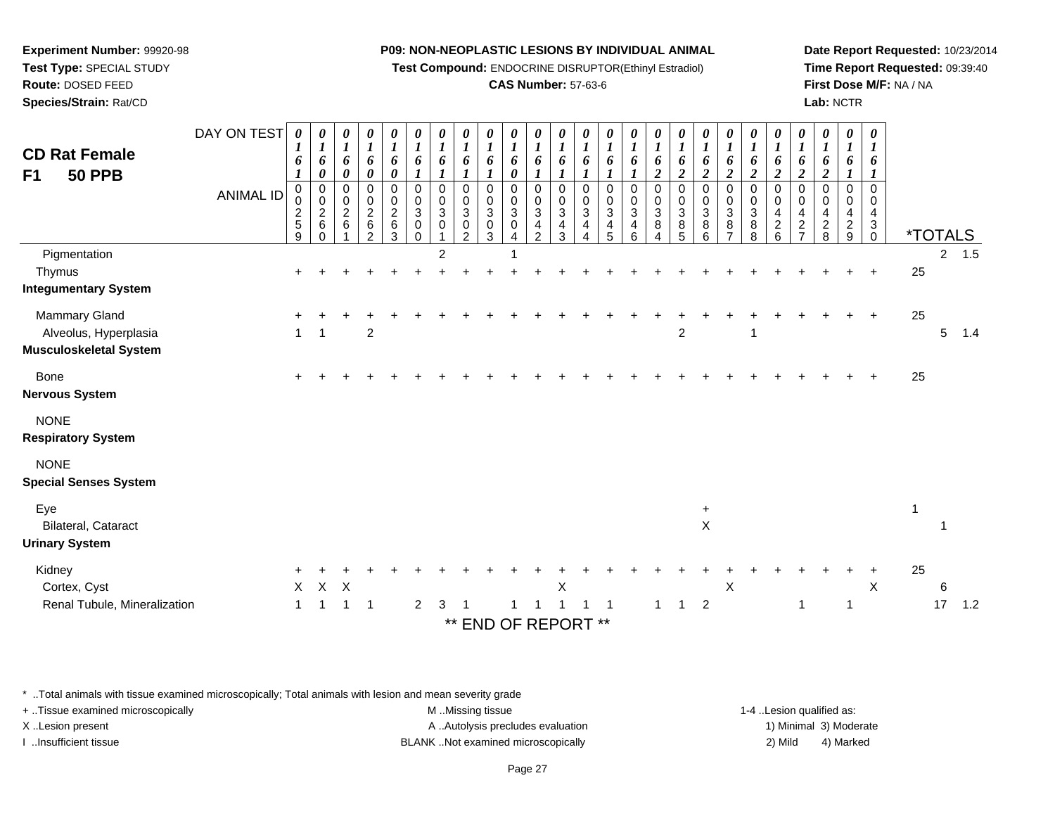**Experiment Number:** 99920-98
**Test Type:** SPECIAL STUDY
**Route:** DOSED FEED
**Species/Strain:** Rat/CD

**P09: NON-NEOPLASTIC LESIONS BY INDIVIDUAL ANIMAL**
**Test Compound:** ENDOCRINE DISRUPTOR(Ethinyl Estradiol)
**CAS Number:** 57-63-6

**Date Report Requested:** 10/23/2014
**Time Report Requested:** 09:39:40
**First Dose M/F:** NA / NA
**Lab:** NCTR

## CD Rat Female F1 50 PPB

| DAY ON TEST | 0161 | 0160 | 0160 | 0160 | 0160 | 0161 | 0161 | 0161 | 0161 | 0160 | 0161 | 0161 | 0161 | 0161 | 0161 | 0162 | 0162 | 0162 | 0162 | 0162 | 0162 | 0162 | 0162 | 0161 | 0161 | *TOTALS | | |
|---|---|---|---|---|---|---|---|---|---|---|---|---|---|---|---|---|---|---|---|---|---|---|---|---|---|---|---|---|
| **ANIMAL ID** | 00259 | 00260 | 00261 | 00262 | 00263 | 00300 | 00301 | 00302 | 00303 | 00304 | 00342 | 00343 | 00344 | 00345 | 00346 | 00384 | 00385 | 00386 | 00387 | 00388 | 00426 | 00427 | 00428 | 00429 | 00430 | | | |
| Pigmentation | | | | | | | 2 | | | 1 | | | | | | | | | | | | | | | | | 2 | 1.5 |
| Thymus | + | + | + | + | + | + | + | + | + | + | + | + | + | + | + | + | + | + | + | + | + | + | + | + | + | 25 | | |
| **Integumentary System** | | | | | | | | | | | | | | | | | | | | | | | | | | | | |
| Mammary Gland | + | + | + | + | + | + | + | + | + | + | + | + | + | + | + | + | + | + | + | + | + | + | + | + | + | 25 | | |
| Alveolus, Hyperplasia | 1 | 1 | | 2 | | | | | | | | | | | | | 2 | | | 1 | | | | | | | 5 | 1.4 |
| **Musculoskeletal System** | | | | | | | | | | | | | | | | | | | | | | | | | | | | |
| Bone | + | + | + | + | + | + | + | + | + | + | + | + | + | + | + | + | + | + | + | + | + | + | + | + | + | 25 | | |
| **Nervous System** | | | | | | | | | | | | | | | | | | | | | | | | | | | | |
| NONE | | | | | | | | | | | | | | | | | | | | | | | | | | | | |
| **Respiratory System** | | | | | | | | | | | | | | | | | | | | | | | | | | | | |
| NONE | | | | | | | | | | | | | | | | | | | | | | | | | | | | |
| **Special Senses System** | | | | | | | | | | | | | | | | | | | | | | | | | | | | |
| Eye | | | | | | | | | | | | | | | | | | + | | | | | | | | 1 | | |
| Bilateral, Cataract | | | | | | | | | | | | | | | | | | X | | | | | | | | | 1 | |
| **Urinary System** | | | | | | | | | | | | | | | | | | | | | | | | | | | | |
| Kidney | + | + | + | + | + | + | + | + | + | + | + | + | + | + | + | + | + | + | + | + | + | + | + | + | + | 25 | | |
| Cortex, Cyst | X | X | X | | | | | | | | | X | | | | | | | X | | | | | | X | | 6 | |
| Renal Tubule, Mineralization | 1 | 1 | 1 | 1 | | 2 | 3 | 1 | | 1 | 1 | 1 | 1 | 1 | | 1 | 1 | 2 | | | | 1 | | 1 | | | 17 | 1.2 |

** END OF REPORT **

* ..Total animals with tissue examined microscopically; Total animals with lesion and mean severity grade
+ ..Tissue examined microscopically
X ..Lesion present
I ..Insufficient tissue

M ..Missing tissue
A ..Autolysis precludes evaluation
BLANK ..Not examined microscopically

1-4 ..Lesion qualified as:
1) Minimal 3) Moderate
2) Mild 4) Marked